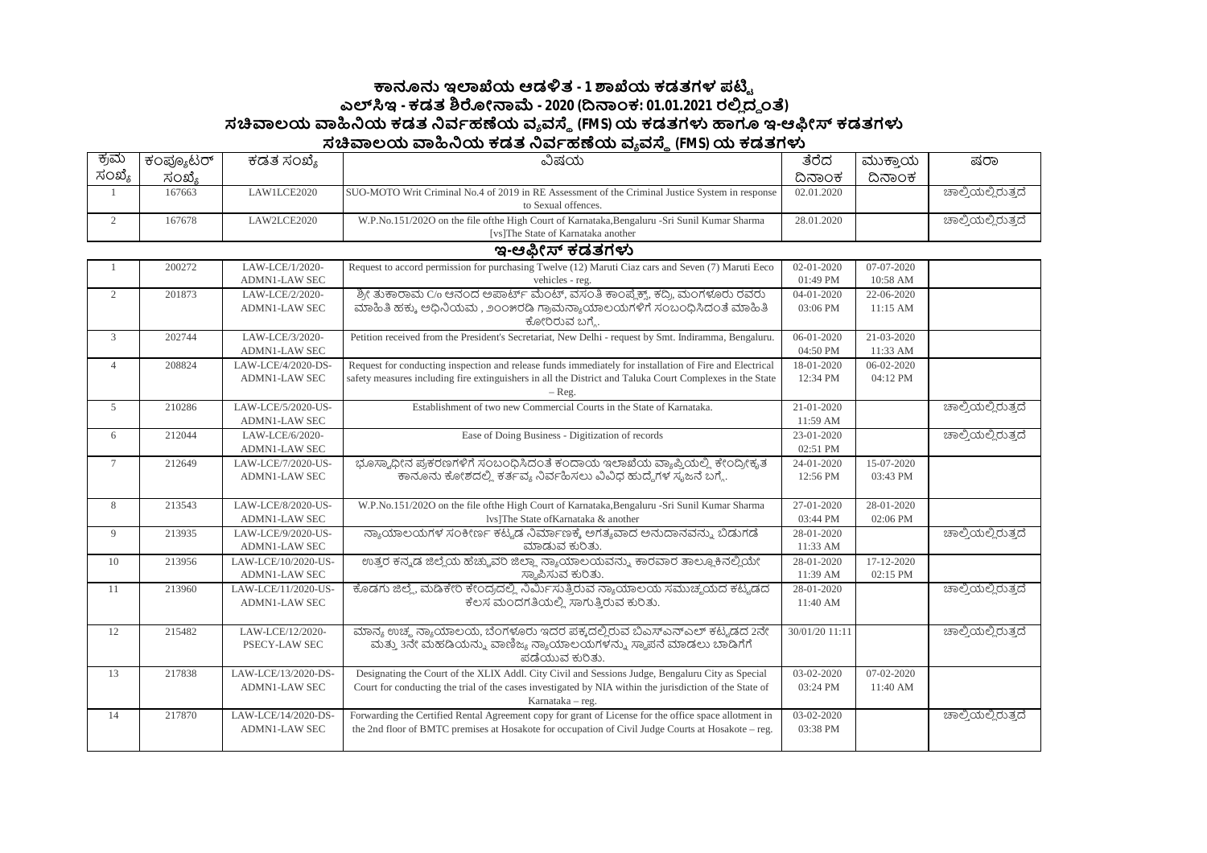# ಕಾನೂನು ಇಲಾಖೆಯ ಆಡಳಿತ - 1 ಶಾಖೆಯ ಕಡತಗಳ ಪಟ್ಟಿ

## ಎಲ್‌ಸಿಇ - ಕಡತ ಶಿರೋನಾಮೆ - 2020 (ದಿನಾಂಕ: 01.01.2021 ರಲ್ಲಿದ್ದಂತೆ)

## ಸಚಿವಾಲಯ ವಾಹಿನಿಯ ಕಡತ ನಿರ್ವಹಣೆಯ ವ್ಯವಸ್ಥೆ (FMS) ಯ ಕಡತಗಳು ಹಾಗೂ ಇ-ಆಫೀಸ್ ಕಡತಗಳು

### ಸಚಿವಾಲಯ ವಾಹಿನಿಯ ಕಡತ ನಿರ್ವಹಣೆಯ ವ್ಯವಸ್ಥೆ (FMS) ಯ ಕಡತಗಳು

| ಕ್ರಮ ಸಂಖ್ಯೆ | ಕಂಪ್ಯೂಟರ್ ಸಂಖ್ಯೆ | ಕಡತ ಸಂಖ್ಯೆ | ವಿಷಯ | ತೆರೆದ ದಿನಾಂಕ | ಮುಕ್ತಾಯ ದಿನಾಂಕ | ಷರಾ |
|---|---|---|---|---|---|---|
| 1 | 167663 | LAW1LCE2020 | SUO-MOTO Writ Criminal No.4 of 2019 in RE Assessment of the Criminal Justice System in response to Sexual offences. | 02.01.2020 | | ಚಾಲ್ತಿಯಲ್ಲಿರುತ್ತದೆ |
| 2 | 167678 | LAW2LCE2020 | W.P.No.151/202O on the file ofthe High Court of Karnataka,Bengaluru -Sri Sunil Kumar Sharma [vs]The State of Karnataka another | 28.01.2020 | | ಚಾಲ್ತಿಯಲ್ಲಿರುತ್ತದೆ |

### ಇ-ಆಫೀಸ್ ಕಡತಗಳು

| ಕ್ರಮ ಸಂಖ್ಯೆ | ಕಂಪ್ಯೂಟರ್ ಸಂಖ್ಯೆ | ಕಡತ ಸಂಖ್ಯೆ | ವಿಷಯ | ತೆರೆದ ದಿನಾಂಕ | ಮುಕ್ತಾಯ ದಿನಾಂಕ | ಷರಾ |
|---|---|---|---|---|---|---|
| 1 | 200272 | LAW-LCE/1/2020-ADMN1-LAW SEC | Request to accord permission for purchasing Twelve (12) Maruti Ciaz cars and Seven (7) Maruti Eeco vehicles - reg. | 02-01-2020 01:49 PM | 07-07-2020 10:58 AM | |
| 2 | 201873 | LAW-LCE/2/2020-ADMN1-LAW SEC | ಶ್ರೀ ತುಕಾರಾಮ C/o ಆನಂದ ಅಪಾರ್ಟ್ ಮೆಂಟ್, ವಸಂತಿ ಕಾಂಪ್ಲೆಕ್ಸ್, ಕದ್ರಿ, ಮಂಗಳೂರು ರವರು ಮಾಹಿತಿ ಹಕ್ಕು ಅಧಿನಿಯಮ , ೨೦೦೫ರಡಿ ಗ್ರಾಮನ್ಯಾಯಾಲಯಗಳಿಗೆ ಸಂಬಂಧಿಸಿದಂತೆ ಮಾಹಿತಿ ಕೋರಿರುವ ಬಗ್ಗೆ. | 04-01-2020 03:06 PM | 22-06-2020 11:15 AM | |
| 3 | 202744 | LAW-LCE/3/2020-ADMN1-LAW SEC | Petition received from the President's Secretariat, New Delhi - request by Smt. Indiramma, Bengaluru. | 06-01-2020 04:50 PM | 21-03-2020 11:33 AM | |
| 4 | 208824 | LAW-LCE/4/2020-DS-ADMN1-LAW SEC | Request for conducting inspection and release funds immediately for installation of Fire and Electrical safety measures including fire extinguishers in all the District and Taluka Court Complexes in the State – Reg. | 18-01-2020 12:34 PM | 06-02-2020 04:12 PM | |
| 5 | 210286 | LAW-LCE/5/2020-US-ADMN1-LAW SEC | Establishment of two new Commercial Courts in the State of Karnataka. | 21-01-2020 11:59 AM | | ಚಾಲ್ತಿಯಲ್ಲಿರುತ್ತದೆ |
| 6 | 212044 | LAW-LCE/6/2020-ADMN1-LAW SEC | Ease of Doing Business - Digitization of records | 23-01-2020 02:51 PM | | ಚಾಲ್ತಿಯಲ್ಲಿರುತ್ತದೆ |
| 7 | 212649 | LAW-LCE/7/2020-US-ADMN1-LAW SEC | ಭೂಸ್ವಾಧೀನ ಪ್ರಕರಣಗಳಿಗೆ ಸಂಬಂಧಿಸಿದಂತೆ ಕಂದಾಯ ಇಲಾಖೆಯ ವ್ಯಾಪ್ತಿಯಲ್ಲಿ ಕೇಂದ್ರೀಕೃತ ಕಾನೂನು ಕೋಶದಲ್ಲಿ ಕರ್ತವ್ಯ ನಿರ್ವಹಿಸಲು ವಿವಿಧ ಹುದ್ದೆಗಳ ಸೃಜನೆ ಬಗ್ಗೆ. | 24-01-2020 12:56 PM | 15-07-2020 03:43 PM | |
| 8 | 213543 | LAW-LCE/8/2020-US-ADMN1-LAW SEC | W.P.No.151/202O on the file ofthe High Court of Karnataka,Bengaluru -Sri Sunil Kumar Sharma lvs]The State ofKarnataka & another | 27-01-2020 03:44 PM | 28-01-2020 02:06 PM | |
| 9 | 213935 | LAW-LCE/9/2020-US-ADMN1-LAW SEC | ನ್ಯಾಯಾಲಯಗಳ ಸಂಕೀರ್ಣ ಕಟ್ಟಡ ನಿರ್ಮಾಣಕ್ಕೆ ಅಗತ್ಯವಾದ ಅನುದಾನವನ್ನು ಬಿಡುಗಡೆ ಮಾಡುವ ಕುರಿತು. | 28-01-2020 11:33 AM | | ಚಾಲ್ತಿಯಲ್ಲಿರುತ್ತದೆ |
| 10 | 213956 | LAW-LCE/10/2020-US-ADMN1-LAW SEC | ಉತ್ತರ ಕನ್ನಡ ಜಿಲ್ಲೆಯ ಹೆಚ್ಚುವರಿ ಜಿಲ್ಲಾ ನ್ಯಾಯಾಲಯವನ್ನು ಕಾರವಾರ ತಾಲ್ಲೂಕಿನಲ್ಲಿಯೇ ಸ್ಥಾಪಿಸುವ ಕುರಿತು. | 28-01-2020 11:39 AM | 17-12-2020 02:15 PM | |
| 11 | 213960 | LAW-LCE/11/2020-US-ADMN1-LAW SEC | ಕೊಡಗು ಜಿಲ್ಲೆ, ಮಡಿಕೇರಿ ಕೇಂದ್ರದಲ್ಲಿ ನಿರ್ಮಿಸುತ್ತಿರುವ ನ್ಯಾಯಾಲಯ ಸಮುಚ್ಚಯದ ಕಟ್ಟಡದ ಕೆಲಸ ಮಂದಗತಿಯಲ್ಲಿ ಸಾಗುತ್ತಿರುವ ಕುರಿತು. | 28-01-2020 11:40 AM | | ಚಾಲ್ತಿಯಲ್ಲಿರುತ್ತದೆ |
| 12 | 215482 | LAW-LCE/12/2020-PSECY-LAW SEC | ಮಾನ್ಯ ಉಚ್ಚ ನ್ಯಾಯಾಲಯ, ಬೆಂಗಳೂರು ಇದರ ಪಕ್ಕದಲ್ಲಿರುವ ಬಿಎಸ್‌ಎನ್‌ಎಲ್ ಕಟ್ಟಡದ 2ನೇ ಮತ್ತು 3ನೇ ಮಹಡಿಯನ್ನು ವಾಣಿಜ್ಯ ನ್ಯಾಯಾಲಯಗಳನ್ನು ಸ್ಥಾಪನೆ ಮಾಡಲು ಬಾಡಿಗೆಗೆ ಪಡೆಯುವ ಕುರಿತು. | 30/01/20 11:11 | | ಚಾಲ್ತಿಯಲ್ಲಿರುತ್ತದೆ |
| 13 | 217838 | LAW-LCE/13/2020-DS-ADMN1-LAW SEC | Designating the Court of the XLIX Addl. City Civil and Sessions Judge, Bengaluru City as Special Court for conducting the trial of the cases investigated by NIA within the jurisdiction of the State of Karnataka – reg. | 03-02-2020 03:24 PM | 07-02-2020 11:40 AM | |
| 14 | 217870 | LAW-LCE/14/2020-DS-ADMN1-LAW SEC | Forwarding the Certified Rental Agreement copy for grant of License for the office space allotment in the 2nd floor of BMTC premises at Hosakote for occupation of Civil Judge Courts at Hosakote – reg. | 03-02-2020 03:38 PM | | ಚಾಲ್ತಿಯಲ್ಲಿರುತ್ತದೆ |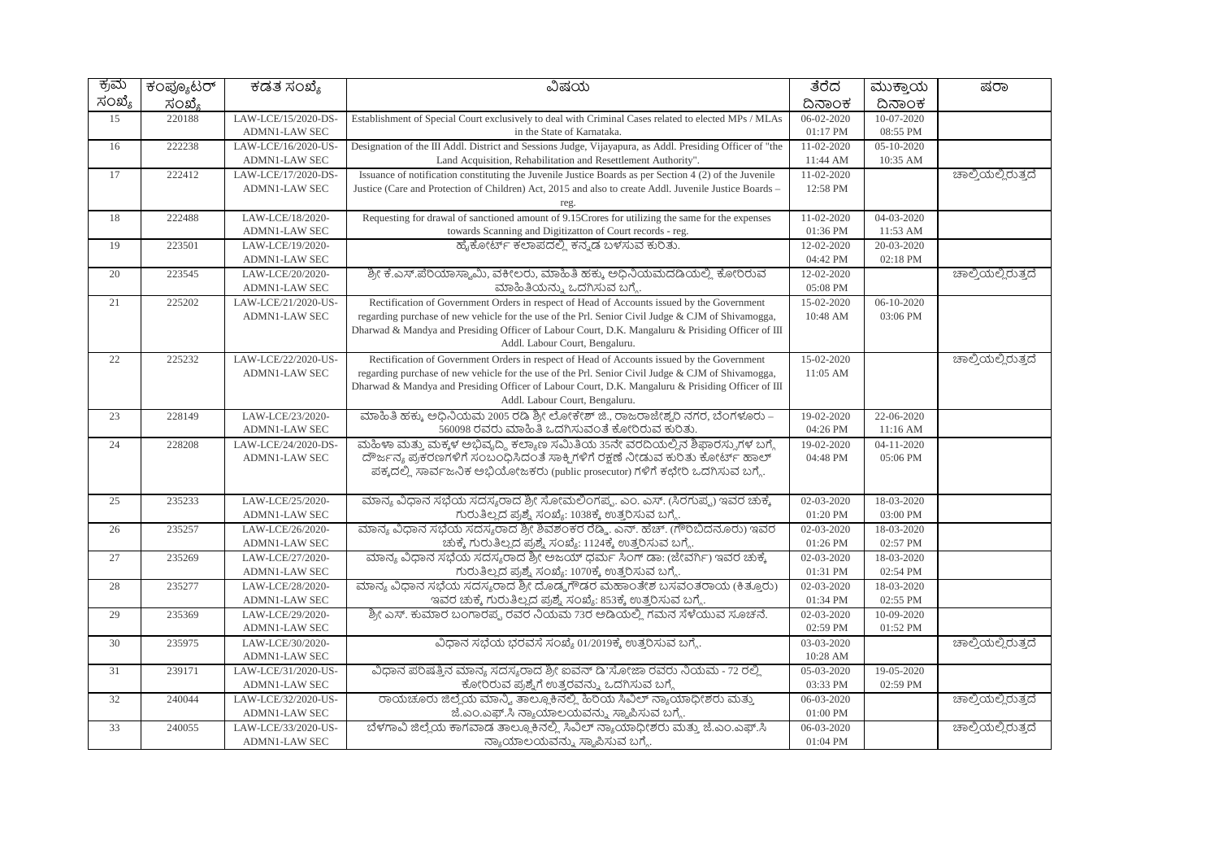| ಕ್ರಮ ಸಂಖ್ಯೆ | ಕಂಪ್ಯೂಟರ್ ಸಂಖ್ಯೆ | ಕಡತ ಸಂಖ್ಯೆ | ವಿಷಯ | ತೆರೆದ ದಿನಾಂಕ | ಮುಕ್ತಾಯ ದಿನಾಂಕ | ಷರಾ |
|---|---|---|---|---|---|---|
| 15 | 220188 | LAW-LCE/15/2020-DS-ADMN1-LAW SEC | Establishment of Special Court exclusively to deal with Criminal Cases related to elected MPs / MLAs in the State of Karnataka. | 06-02-2020 01:17 PM | 10-07-2020 08:55 PM | |
| 16 | 222238 | LAW-LCE/16/2020-US-ADMN1-LAW SEC | Designation of the III Addl. District and Sessions Judge, Vijayapura, as Addl. Presiding Officer of "the Land Acquisition, Rehabilitation and Resettlement Authority". | 11-02-2020 11:44 AM | 05-10-2020 10:35 AM | |
| 17 | 222412 | LAW-LCE/17/2020-DS-ADMN1-LAW SEC | Issuance of notification constituting the Juvenile Justice Boards as per Section 4 (2) of the Juvenile Justice (Care and Protection of Children) Act, 2015 and also to create Addl. Juvenile Justice Boards – reg. | 11-02-2020 12:58 PM | | ಚಾಲ್ತಿಯಲ್ಲಿರುತ್ತದೆ |
| 18 | 222488 | LAW-LCE/18/2020-ADMN1-LAW SEC | Requesting for drawal of sanctioned amount of 9.15Crores for utilizing the same for the expenses towards Scanning and Digitizatton of Court records - reg. | 11-02-2020 01:36 PM | 04-03-2020 11:53 AM | |
| 19 | 223501 | LAW-LCE/19/2020-ADMN1-LAW SEC | ಹೈಕೋರ್ಟ್ ಕಲಾಪದಲ್ಲಿ ಕನ್ನಡ ಬಳಸುವ ಕುರಿತು. | 12-02-2020 04:42 PM | 20-03-2020 02:18 PM | |
| 20 | 223545 | LAW-LCE/20/2020-ADMN1-LAW SEC | ಶ್ರೀ ಕೆ.ಎಸ್.ಪೆರಿಯಾಸ್ವಾಮಿ, ವಕೀಲರು, ಮಾಹಿತಿ ಹಕ್ಕು ಅಧಿನಿಯಮದಡಿಯಲ್ಲಿ ಕೋರಿರುವ ಮಾಹಿತಿಯನ್ನು ಒದಗಿಸುವ ಬಗ್ಗೆ. | 12-02-2020 05:08 PM | | ಚಾಲ್ತಿಯಲ್ಲಿರುತ್ತದೆ |
| 21 | 225202 | LAW-LCE/21/2020-US-ADMN1-LAW SEC | Rectification of Government Orders in respect of Head of Accounts issued by the Government regarding purchase of new vehicle for the use of the Prl. Senior Civil Judge & CJM of Shivamogga, Dharwad & Mandya and Presiding Officer of Labour Court, D.K. Mangaluru & Prisiding Officer of III Addl. Labour Court, Bengaluru. | 15-02-2020 10:48 AM | 06-10-2020 03:06 PM | |
| 22 | 225232 | LAW-LCE/22/2020-US-ADMN1-LAW SEC | Rectification of Government Orders in respect of Head of Accounts issued by the Government regarding purchase of new vehicle for the use of the Prl. Senior Civil Judge & CJM of Shivamogga, Dharwad & Mandya and Presiding Officer of Labour Court, D.K. Mangaluru & Prisiding Officer of III Addl. Labour Court, Bengaluru. | 15-02-2020 11:05 AM | | ಚಾಲ್ತಿಯಲ್ಲಿರುತ್ತದೆ |
| 23 | 228149 | LAW-LCE/23/2020-ADMN1-LAW SEC | ಮಾಹಿತಿ ಹಕ್ಕು ಅಧಿನಿಯಮ 2005 ರಡಿ ಶ್ರೀ ಲೋಕೇಶ್ ಜಿ., ರಾಜರಾಜೇಶ್ವರಿ ನಗರ, ಬೆಂಗಳೂರು – 560098 ರವರು ಮಾಹಿತಿ ಒದಗಿಸುವಂತೆ ಕೋರಿರುವ ಕುರಿತು. | 19-02-2020 04:26 PM | 22-06-2020 11:16 AM | |
| 24 | 228208 | LAW-LCE/24/2020-DS-ADMN1-LAW SEC | ಮಹಿಳಾ ಮತ್ತು ಮಕ್ಕಳ ಅಭಿವೃದ್ಧಿ ಕಲ್ಯಾಣ ಸಮಿತಿಯ 35ನೇ ವರದಿಯಲ್ಲಿನ ಶಿಫಾರಸ್ಸುಗಳ ಬಗ್ಗೆ ದೌರ್ಜನ್ಯ ಪ್ರಕರಣಗಳಿಗೆ ಸಂಬಂಧಿಸಿದಂತೆ ಸಾಕ್ಷಿಗಳಿಗೆ ರಕ್ಷಣೆ ನೀಡುವ ಕುರಿತು ಕೋರ್ಟ್ ಹಾಲ್ ಪಕ್ಕದಲ್ಲಿ ಸಾರ್ವಜನಿಕ ಅಭಿಯೋಜಕರು (public prosecutor) ಗಳಿಗೆ ಕಛೇರಿ ಒದಗಿಸುವ ಬಗ್ಗೆ. | 19-02-2020 04:48 PM | 04-11-2020 05:06 PM | |
| 25 | 235233 | LAW-LCE/25/2020-ADMN1-LAW SEC | ಮಾನ್ಯ ವಿಧಾನ ಸಭೆಯ ಸದಸ್ಯರಾದ ಶ್ರೀ ಸೋಮಲಿಂಗಪ್ಪ. ಎಂ. ಎಸ್. (ಸಿರಗುಪ್ಪ) ಇವರ ಚುಕ್ಕೆ ಗುರುತಿಲ್ಲದ ಪ್ರಶ್ನೆ ಸಂಖ್ಯೆ: 1038ಕ್ಕೆ ಉತ್ತರಿಸುವ ಬಗ್ಗೆ. | 02-03-2020 01:20 PM | 18-03-2020 03:00 PM | |
| 26 | 235257 | LAW-LCE/26/2020-ADMN1-LAW SEC | ಮಾನ್ಯ ವಿಧಾನ ಸಭೆಯ ಸದಸ್ಯರಾದ ಶ್ರೀ ಶಿವಶಂಕರ ರೆಡ್ಡಿ. ಎನ್. ಹೆಚ್. (ಗೌರಿಬಿದನೂರು) ಇವರ ಚುಕ್ಕೆ ಗುರುತಿಲ್ಲದ ಪ್ರಶ್ನೆ ಸಂಖ್ಯೆ: 1124ಕ್ಕೆ ಉತ್ತರಿಸುವ ಬಗ್ಗೆ. | 02-03-2020 01:26 PM | 18-03-2020 02:57 PM | |
| 27 | 235269 | LAW-LCE/27/2020-ADMN1-LAW SEC | ಮಾನ್ಯ ವಿಧಾನ ಸಭೆಯ ಸದಸ್ಯರಾದ ಶ್ರೀ ಅಜಯ್ ಧರ್ಮ ಸಿಂಗ್ ಡಾ: (ಜೇವರ್ಗಿ) ಇವರ ಚುಕ್ಕೆ ಗುರುತಿಲ್ಲದ ಪ್ರಶ್ನೆ ಸಂಖ್ಯೆ: 1070ಕ್ಕೆ ಉತ್ತರಿಸುವ ಬಗ್ಗೆ. | 02-03-2020 01:31 PM | 18-03-2020 02:54 PM | |
| 28 | 235277 | LAW-LCE/28/2020-ADMN1-LAW SEC | ಮಾನ್ಯ ವಿಧಾನ ಸಭೆಯ ಸದಸ್ಯರಾದ ಶ್ರೀ ದೊಡ್ಡಗೌಡರ ಮಹಾಂತೇಶ ಬಸವಂತರಾಯ (ಕಿತ್ತೂರು) ಇವರ ಚುಕ್ಕೆ ಗುರುತಿಲ್ಲದ ಪ್ರಶ್ನೆ ಸಂಖ್ಯೆ: 853ಕ್ಕೆ ಉತ್ತರಿಸುವ ಬಗ್ಗೆ. | 02-03-2020 01:34 PM | 18-03-2020 02:55 PM | |
| 29 | 235369 | LAW-LCE/29/2020-ADMN1-LAW SEC | ಶ್ರೀ ಎಸ್. ಕುಮಾರ ಬಂಗಾರಪ್ಪ ರವರ ನಿಯಮ 73ರ ಅಡಿಯಲ್ಲಿ ಗಮನ ಸೆಳೆಯುವ ಸೂಚನೆ. | 02-03-2020 02:59 PM | 10-09-2020 01:52 PM | |
| 30 | 235975 | LAW-LCE/30/2020-ADMN1-LAW SEC | ವಿಧಾನ ಸಭೆಯ ಭರವಸೆ ಸಂಖ್ಯೆ 01/2019ಕ್ಕೆ ಉತ್ತರಿಸುವ ಬಗ್ಗೆ. | 03-03-2020 10:28 AM | | ಚಾಲ್ತಿಯಲ್ಲಿರುತ್ತದೆ |
| 31 | 239171 | LAW-LCE/31/2020-US-ADMN1-LAW SEC | ವಿಧಾನ ಪರಿಷತ್ತಿನ ಮಾನ್ಯ ಸದಸ್ಯರಾದ ಶ್ರೀ ಐವನ್ ಡಿ'ಸೋಜಾ ರವರು ನಿಯಮ - 72 ರಲ್ಲಿ ಕೋರಿರುವ ಪ್ರಶ್ನೆಗೆ ಉತ್ತರವನ್ನು ಒದಗಿಸುವ ಬಗ್ಗೆ | 05-03-2020 03:33 PM | 19-05-2020 02:59 PM | |
| 32 | 240044 | LAW-LCE/32/2020-US-ADMN1-LAW SEC | ರಾಯಚೂರು ಜಿಲ್ಲೆಯ ಮಾನ್ವಿ ತಾಲ್ಲೂಕಿನಲ್ಲಿ ಹಿರಿಯ ಸಿವಿಲ್ ನ್ಯಾಯಾಧೀಶರು ಮತ್ತು ಜೆ.ಎಂ.ಎಫ್.ಸಿ ನ್ಯಾಯಾಲಯವನ್ನು ಸ್ಥಾಪಿಸುವ ಬಗ್ಗೆ. | 06-03-2020 01:00 PM | | ಚಾಲ್ತಿಯಲ್ಲಿರುತ್ತದೆ |
| 33 | 240055 | LAW-LCE/33/2020-US-ADMN1-LAW SEC | ಬೆಳಗಾವಿ ಜಿಲ್ಲೆಯ ಕಾಗವಾಡ ತಾಲ್ಲೂಕಿನಲ್ಲಿ ಸಿವಿಲ್ ನ್ಯಾಯಾಧೀಶರು ಮತ್ತು ಜೆ.ಎಂ.ಎಫ್.ಸಿ ನ್ಯಾಯಾಲಯವನ್ನು ಸ್ಥಾಪಿಸುವ ಬಗ್ಗೆ. | 06-03-2020 01:04 PM | | ಚಾಲ್ತಿಯಲ್ಲಿರುತ್ತದೆ |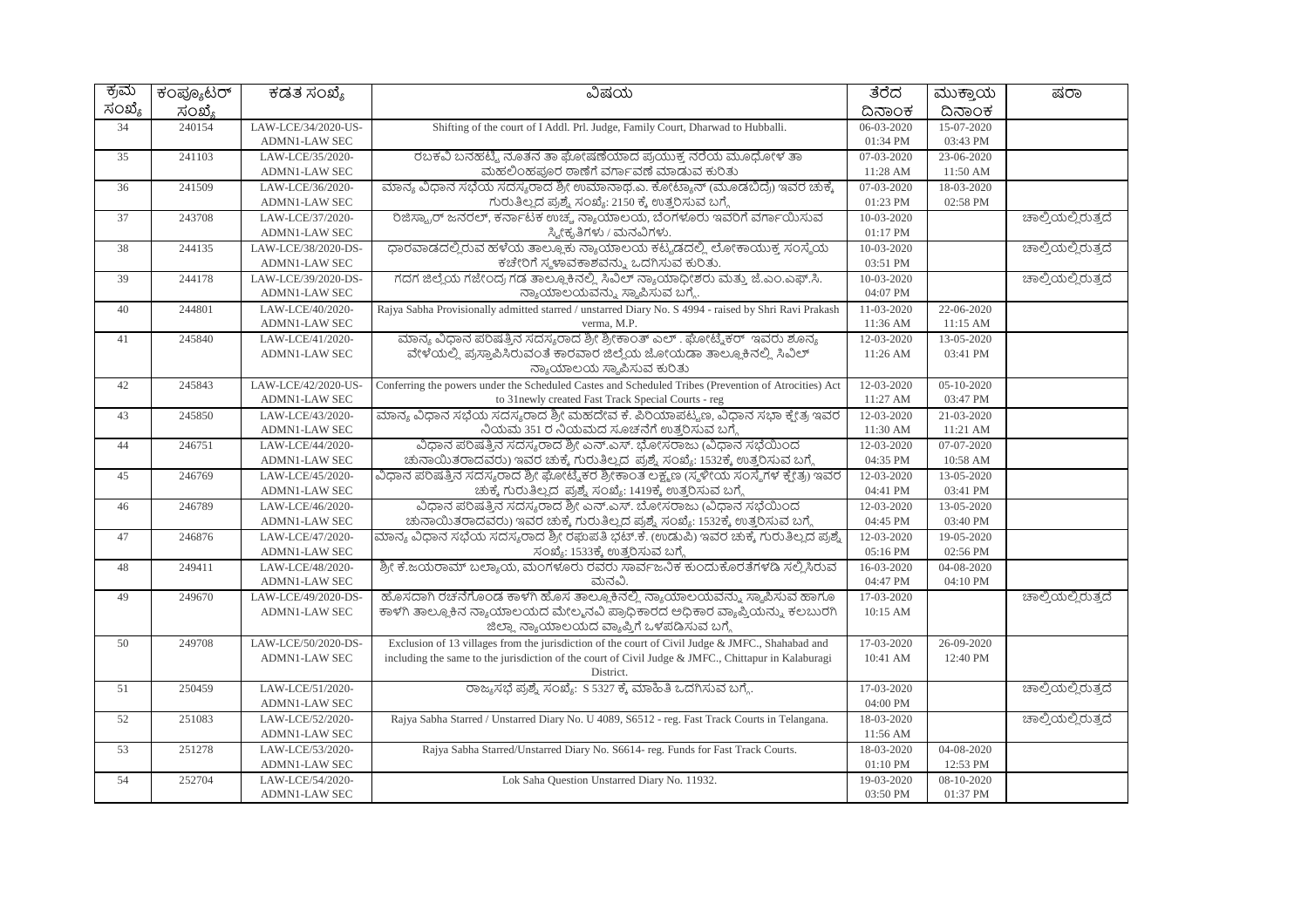| ಕ್ರಮ ಸಂಖ್ಯೆ | ಕಂಪ್ಯೂಟರ್ ಸಂಖ್ಯೆ | ಕಡತ ಸಂಖ್ಯೆ | ವಿಷಯ | ತೆರೆದ ದಿನಾಂಕ | ಮುಕ್ತಾಯ ದಿನಾಂಕ | ಷರಾ |
|---|---|---|---|---|---|---|
| 34 | 240154 | LAW-LCE/34/2020-US-ADMN1-LAW SEC | Shifting of the court of I Addl. Prl. Judge, Family Court, Dharwad to Hubballi. | 06-03-2020 01:34 PM | 15-07-2020 03:43 PM | |
| 35 | 241103 | LAW-LCE/35/2020-ADMN1-LAW SEC | ರಬಕವಿ ಬನಹಟ್ಟಿ ನೂತನ ತಾ ಘೋಷಣೆಯಾದ ಪ್ರಯುಕ್ತ ನರೆಯ ಮುಧೋಳ ತಾ ಮಹಲಿಂಗಪೂರ ಠಾಣೆಗೆ ವರ್ಗಾವಣೆ ಮಾಡುವ ಕುರಿತು | 07-03-2020 11:28 AM | 23-06-2020 11:50 AM | |
| 36 | 241509 | LAW-LCE/36/2020-ADMN1-LAW SEC | ಮಾನ್ಯ ವಿಧಾನ ಸಭೆಯ ಸದಸ್ಯರಾದ ಶ್ರೀ ಉಮಾನಾಥ.ಎ. ಕೋಟ್ಯಾನ್ (ಮೂಡಬಿದ್ರೆ) ಇವರ ಚುಕ್ಕೆ ಗುರುತಿಲ್ಲದ ಪ್ರಶ್ನೆ ಸಂಖ್ಯೆ: 2150 ಕ್ಕೆ ಉತ್ತರಿಸುವ ಬಗ್ಗೆ | 07-03-2020 01:23 PM | 18-03-2020 02:58 PM | |
| 37 | 243708 | LAW-LCE/37/2020-ADMN1-LAW SEC | ರಿಜಿಸ್ಟ್ರಾರ್ ಜನರಲ್, ಕರ್ನಾಟಕ ಉಚ್ಚ ನ್ಯಾಯಾಲಯ, ಬೆಂಗಳೂರು ಇವರಿಗೆ ವರ್ಗಾಯಿಸುವ ಸ್ವೀಕೃತಿಗಳು / ಮನವಿಗಳು. | 10-03-2020 01:17 PM | | ಚಾಲ್ತಿಯಲ್ಲಿರುತ್ತದೆ |
| 38 | 244135 | LAW-LCE/38/2020-DS-ADMN1-LAW SEC | ಧಾರವಾಡದಲ್ಲಿರುವ ಹಳೆಯ ತಾಲ್ಲೂಕು ನ್ಯಾಯಾಲಯ ಕಟ್ಟಡದಲ್ಲಿ ಲೋಕಾಯುಕ್ತ ಸಂಸ್ಥೆಯ ಕಚೇರಿಗೆ ಸ್ಥಳಾವಕಾಶವನ್ನು ಒದಗಿಸುವ ಕುರಿತು. | 10-03-2020 03:51 PM | | ಚಾಲ್ತಿಯಲ್ಲಿರುತ್ತದೆ |
| 39 | 244178 | LAW-LCE/39/2020-DS-ADMN1-LAW SEC | ಗದಗ ಜಿಲ್ಲೆಯ ಗಜೇಂದ್ರ ಗಡ ತಾಲ್ಲೂಕಿನಲ್ಲಿ ಸಿವಿಲ್ ನ್ಯಾಯಾಧೀಶರು ಮತ್ತು ಜೆ.ಎಂ.ಎಫ್.ಸಿ. ನ್ಯಾಯಾಲಯವನ್ನು ಸ್ಥಾಪಿಸುವ ಬಗ್ಗೆ. | 10-03-2020 04:07 PM | | ಚಾಲ್ತಿಯಲ್ಲಿರುತ್ತದೆ |
| 40 | 244801 | LAW-LCE/40/2020-ADMN1-LAW SEC | Rajya Sabha Provisionally admitted starred / unstarred Diary No. S 4994 - raised by Shri Ravi Prakash verma, M.P. | 11-03-2020 11:36 AM | 22-06-2020 11:15 AM | |
| 41 | 245840 | LAW-LCE/41/2020-ADMN1-LAW SEC | ಮಾನ್ಯ ವಿಧಾನ ಪರಿಷತ್ತಿನ ಸದಸ್ಯರಾದ ಶ್ರೀ ಶ್ರೀಕಾಂತ್ ಎಲ್ . ಘೋಟ್ನೇಕರ್ ಇವರು ಶೂನ್ಯ ವೇಳೆಯಲ್ಲಿ ಪ್ರಸ್ತಾಪಿಸಿರುವಂತೆ ಕಾರವಾರ ಜಿಲ್ಲೆಯ ಜೋಯಡಾ ತಾಲ್ಲೂಕಿನಲ್ಲಿ ಸಿವಿಲ್ ನ್ಯಾಯಾಲಯ ಸ್ಥಾಪಿಸುವ ಕುರಿತು | 12-03-2020 11:26 AM | 13-05-2020 03:41 PM | |
| 42 | 245843 | LAW-LCE/42/2020-US-ADMN1-LAW SEC | Conferring the powers under the Scheduled Castes and Scheduled Tribes (Prevention of Atrocities) Act to 31newly created Fast Track Special Courts - reg | 12-03-2020 11:27 AM | 05-10-2020 03:47 PM | |
| 43 | 245850 | LAW-LCE/43/2020-ADMN1-LAW SEC | ಮಾನ್ಯ ವಿಧಾನ ಸಭೆಯ ಸದಸ್ಯರಾದ ಶ್ರೀ ಮಹದೇವ ಕೆ. ಪಿರಿಯಾಪಟ್ಟಣ, ವಿಧಾನ ಸಭಾ ಕ್ಷೇತ್ರ ಇವರ ನಿಯಮ 351 ರ ನಿಯಮದ ಸೂಚನೆಗೆ ಉತ್ತರಿಸುವ ಬಗ್ಗೆ | 12-03-2020 11:30 AM | 21-03-2020 11:21 AM | |
| 44 | 246751 | LAW-LCE/44/2020-ADMN1-LAW SEC | ವಿಧಾನ ಪರಿಷತ್ತಿನ ಸದಸ್ಯರಾದ ಶ್ರೀ ಎನ್.ಎಸ್. ಭೋಸರಾಜು (ವಿಧಾನ ಸಭೆಯಿಂದ ಚುನಾಯಿತರಾದವರು) ಇವರ ಚುಕ್ಕೆ ಗುರುತಿಲ್ಲದ ಪ್ರಶ್ನೆ ಸಂಖ್ಯೆ: 1532ಕ್ಕೆ ಉತ್ತರಿಸುವ ಬಗ್ಗೆ | 12-03-2020 04:35 PM | 07-07-2020 10:58 AM | |
| 45 | 246769 | LAW-LCE/45/2020-ADMN1-LAW SEC | ವಿಧಾನ ಪರಿಷತ್ತಿನ ಸದಸ್ಯರಾದ ಶ್ರೀ ಘೋಟ್ನೇಕರ ಶ್ರೀಕಾಂತ ಲಕ್ಷ್ಮಣ (ಸ್ಥಳೀಯ ಸಂಸ್ಥೆಗಳ ಕ್ಷೇತ್ರ) ಇವರ ಚುಕ್ಕೆ ಗುರುತಿಲ್ಲದ ಪ್ರಶ್ನೆ ಸಂಖ್ಯೆ: 1419ಕ್ಕೆ ಉತ್ತರಿಸುವ ಬಗ್ಗೆ | 12-03-2020 04:41 PM | 13-05-2020 03:41 PM | |
| 46 | 246789 | LAW-LCE/46/2020-ADMN1-LAW SEC | ವಿಧಾನ ಪರಿಷತ್ತಿನ ಸದಸ್ಯರಾದ ಶ್ರೀ ಎನ್.ಎಸ್. ಬೋಸರಾಜು (ವಿಧಾನ ಸಭೆಯಿಂದ ಚುನಾಯಿತರಾದವರು) ಇವರ ಚುಕ್ಕೆ ಗುರುತಿಲ್ಲದ ಪ್ರಶ್ನೆ ಸಂಖ್ಯೆ: 1532ಕ್ಕೆ ಉತ್ತರಿಸುವ ಬಗ್ಗೆ | 12-03-2020 04:45 PM | 13-05-2020 03:40 PM | |
| 47 | 246876 | LAW-LCE/47/2020-ADMN1-LAW SEC | ಮಾನ್ಯ ವಿಧಾನ ಸಭೆಯ ಸದಸ್ಯರಾದ ಶ್ರೀ ರಘುಪತಿ ಭಟ್.ಕೆ. (ಉಡುಪಿ) ಇವರ ಚುಕ್ಕೆ ಗುರುತಿಲ್ಲದ ಪ್ರಶ್ನೆ ಸಂಖ್ಯೆ: 1533ಕ್ಕೆ ಉತ್ತರಿಸುವ ಬಗ್ಗೆ | 12-03-2020 05:16 PM | 19-05-2020 02:56 PM | |
| 48 | 249411 | LAW-LCE/48/2020-ADMN1-LAW SEC | ಶ್ರೀ ಕೆ.ಜಯರಾಮ್ ಬಲ್ಯಾಯ, ಮಂಗಳೂರು ರವರು ಸಾರ್ವಜನಿಕ ಕುಂದುಕೊರತೆಗಳಡಿ ಸಲ್ಲಿಸಿರುವ ಮನವಿ. | 16-03-2020 04:47 PM | 04-08-2020 04:10 PM | |
| 49 | 249670 | LAW-LCE/49/2020-DS-ADMN1-LAW SEC | ಹೊಸದಾಗಿ ರಚನೆಗೊಂಡ ಕಾಳಗಿ ಹೊಸ ತಾಲ್ಲೂಕಿನಲ್ಲಿ ನ್ಯಾಯಾಲಯವನ್ನು ಸ್ಥಾಪಿಸುವ ಹಾಗೂ ಕಾಳಗಿ ತಾಲ್ಲೂಕಿನ ನ್ಯಾಯಾಲಯದ ಮೇಲ್ಮನವಿ ಪ್ರಾಧಿಕಾರದ ಅಧಿಕಾರ ವ್ಯಾಪ್ತಿಯನ್ನು ಕಲಬುರಗಿ ಜಿಲ್ಲಾ ನ್ಯಾಯಾಲಯದ ವ್ಯಾಪ್ತಿಗೆ ಒಳಪಡಿಸುವ ಬಗ್ಗೆ | 17-03-2020 10:15 AM | | ಚಾಲ್ತಿಯಲ್ಲಿರುತ್ತದೆ |
| 50 | 249708 | LAW-LCE/50/2020-DS-ADMN1-LAW SEC | Exclusion of 13 villages from the jurisdiction of the court of Civil Judge & JMFC., Shahabad and including the same to the jurisdiction of the court of Civil Judge & JMFC., Chittapur in Kalaburagi District. | 17-03-2020 10:41 AM | 26-09-2020 12:40 PM | |
| 51 | 250459 | LAW-LCE/51/2020-ADMN1-LAW SEC | ರಾಜ್ಯಸಭೆ ಪ್ರಶ್ನೆ ಸಂಖ್ಯೆ: S 5327 ಕ್ಕೆ ಮಾಹಿತಿ ಒದಗಿಸುವ ಬಗ್ಗೆ. | 17-03-2020 04:00 PM | | ಚಾಲ್ತಿಯಲ್ಲಿರುತ್ತದೆ |
| 52 | 251083 | LAW-LCE/52/2020-ADMN1-LAW SEC | Rajya Sabha Starred / Unstarred Diary No. U 4089, S6512 - reg. Fast Track Courts in Telangana. | 18-03-2020 11:56 AM | | ಚಾಲ್ತಿಯಲ್ಲಿರುತ್ತದೆ |
| 53 | 251278 | LAW-LCE/53/2020-ADMN1-LAW SEC | Rajya Sabha Starred/Unstarred Diary No. S6614- reg. Funds for Fast Track Courts. | 18-03-2020 01:10 PM | 04-08-2020 12:53 PM | |
| 54 | 252704 | LAW-LCE/54/2020-ADMN1-LAW SEC | Lok Saha Question Unstarred Diary No. 11932. | 19-03-2020 03:50 PM | 08-10-2020 01:37 PM | |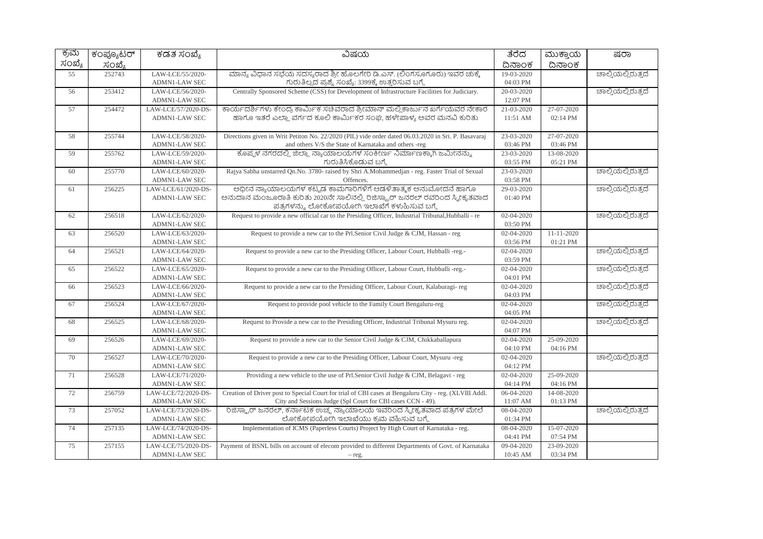| ಕ್ರಮ ಸಂಖ್ಯೆ | ಕಂಪ್ಯೂಟರ್ ಸಂಖ್ಯೆ | ಕಡತ ಸಂಖ್ಯೆ | ವಿಷಯ | ತೆರೆದ ದಿನಾಂಕ | ಮುಕ್ತಾಯ ದಿನಾಂಕ | ಷರಾ |
|---|---|---|---|---|---|---|
| 55 | 252743 | LAW-LCE/55/2020-ADMN1-LAW SEC | ಮಾನ್ಯ ವಿಧಾನ ಸಭೆಯ ಸದಸ್ಯರಾದ ಶ್ರೀ ಹೊಲಗೇರಿ ಡಿ.ಎಸ್. (ಲಿಂಗಸೂಗೂರು) ಇವರ ಚುಕ್ಕೆ ಗುರುತಿಲ್ಲದ ಪ್ರಶ್ನೆ ಸಂಖ್ಯೆ: 3399ಕ್ಕೆ ಉತ್ತರಿಸುವ ಬಗ್ಗೆ | 19-03-2020 04:03 PM | | ಚಾಲ್ತಿಯಲ್ಲಿರುತ್ತದೆ |
| 56 | 253412 | LAW-LCE/56/2020-ADMN1-LAW SEC | Centrally Sponsored Scheme (CSS) for Development of Infrastructure Facilities for Judiciary. | 20-03-2020 12:07 PM | | ಚಾಲ್ತಿಯಲ್ಲಿರುತ್ತದೆ |
| 57 | 254472 | LAW-LCE/57/2020-DS-ADMN1-LAW SEC | ಕಾರ್ಯದರ್ಶಿಗಳು ಕೇಂದ್ರ ಕಾರ್ಮಿಕ ಸಚಿವರಾದ ಶ್ರೀಮಾನ್ ಮಲ್ಲಿಕಾರ್ಜುನ ಖರ್ಗೆಯವರ ನೇಕಾರ ಹಾಗೂ ಇತರೆ ಎಲ್ಲಾ ವರ್ಗದ ಕೂಲಿ ಕಾರ್ಮಿಕರ ಸಂಘ, ಹಳೇಪಾಳ್ಯ ಅವರ ಮನವಿ ಕುರಿತು | 21-03-2020 11:51 AM | 27-07-2020 02:14 PM | |
| 58 | 255744 | LAW-LCE/58/2020-ADMN1-LAW SEC | Directions given in Writ Petiton No. 22/2020 (PIL) vide order dated 06.03.2020 in Sri. P. Basavaraj and others V/S the State of Karnataka and others -reg | 23-03-2020 03:46 PM | 27-07-2020 03:46 PM | |
| 59 | 255762 | LAW-LCE/59/2020-ADMN1-LAW SEC | ಕೊಪ್ಪಳ ನಗರದಲ್ಲಿ ಜಿಲ್ಲಾ ನ್ಯಾಯಾಲಯಗಳ ಸಂಕೀರ್ಣ ನಿರ್ಮಾಣಕ್ಕಾಗಿ ಜಮೀನನ್ನು ಗುರುತಿಸಿಕೊಡುವ ಬಗ್ಗೆ | 23-03-2020 03:55 PM | 13-08-2020 05:21 PM | |
| 60 | 255770 | LAW-LCE/60/2020-ADMN1-LAW SEC | Rajya Sabha unstarred Qn.No. 3780- raised by Shri A.Mohammedjan - reg. Faster Trial of Sexual Offences. | 23-03-2020 03:58 PM | | ಚಾಲ್ತಿಯಲ್ಲಿರುತ್ತದೆ |
| 61 | 256225 | LAW-LCE/61/2020-DS-ADMN1-LAW SEC | ಅಧೀನ ನ್ಯಾಯಾಲಯಗಳ ಕಟ್ಟಡ ಕಾಮಗಾರಿಗಳಿಗೆ ಆಡಳಿತಾತ್ಮಕ ಅನುಮೋದನೆ ಹಾಗೂ ಅನುದಾನ ಮಂಜೂರಾತಿ ಕುರಿತು 2020ನೇ ಸಾಲಿನಲ್ಲಿ ರಿಜಿಸ್ಟ್ರಾರ್ ಜನರಲ್ ರವರಿಂದ ಸ್ವೀಕೃತವಾದ ಪತ್ರಗಳನ್ನು ಲೋಕೋಪಯೋಗಿ ಇಲಾಖೆಗೆ ಕಳುಹಿಸುವ ಬಗ್ಗೆ | 29-03-2020 01:40 PM | | ಚಾಲ್ತಿಯಲ್ಲಿರುತ್ತದೆ |
| 62 | 256518 | LAW-LCE/62/2020-ADMN1-LAW SEC | Request to provide a new official car to the Presiding Officer, Industrial Tribunal,Hubballi - re | 02-04-2020 03:50 PM | | ಚಾಲ್ತಿಯಲ್ಲಿರುತ್ತದೆ |
| 63 | 256520 | LAW-LCE/63/2020-ADMN1-LAW SEC | Request to provide a new car to the Prl.Senior Civil Judge & CJM, Hassan - reg | 02-04-2020 03:56 PM | 11-11-2020 01:21 PM | |
| 64 | 256521 | LAW-LCE/64/2020-ADMN1-LAW SEC | Request to provide a new car to the Presiding Oflicer, Labour Court, Hubballi -reg.- | 02-04-2020 03:59 PM | | ಚಾಲ್ತಿಯಲ್ಲಿರುತ್ತದೆ |
| 65 | 256522 | LAW-LCE/65/2020-ADMN1-LAW SEC | Request to provide a new car to the Presiding Oflicer, Labour Court, Hubballi -reg.- | 02-04-2020 04:01 PM | | ಚಾಲ್ತಿಯಲ್ಲಿರುತ್ತದೆ |
| 66 | 256523 | LAW-LCE/66/2020-ADMN1-LAW SEC | Request to provide a new car to the Presiding Officer, Labour Court, Kalaburagi- reg | 02-04-2020 04:03 PM | | ಚಾಲ್ತಿಯಲ್ಲಿರುತ್ತದೆ |
| 67 | 256524 | LAW-LCE/67/2020-ADMN1-LAW SEC | Request to provide pool vehicle to the Family Court Bengaluru-reg | 02-04-2020 04:05 PM | | ಚಾಲ್ತಿಯಲ್ಲಿರುತ್ತದೆ |
| 68 | 256525 | LAW-LCE/68/2020-ADMN1-LAW SEC | Request to Provide a new car to the Presiding Officer, Industrial Tribunal Mysuru reg. | 02-04-2020 04:07 PM | | ಚಾಲ್ತಿಯಲ್ಲಿರುತ್ತದೆ |
| 69 | 256526 | LAW-LCE/69/2020-ADMN1-LAW SEC | Request to provide a new car to the Senior Civil Judge & CJM, Chikkaballapura | 02-04-2020 04:10 PM | 25-09-2020 04:16 PM | |
| 70 | 256527 | LAW-LCE/70/2020-ADMN1-LAW SEC | Request to provide a new car to the Presiding Officer, Labour Court, Mysuru -reg | 02-04-2020 04:12 PM | | ಚಾಲ್ತಿಯಲ್ಲಿರುತ್ತದೆ |
| 71 | 256528 | LAW-LCE/71/2020-ADMN1-LAW SEC | Providing a new vehicle to the use of Prl.Senior Civil Judge & CJM, Belagavi - reg | 02-04-2020 04:14 PM | 25-09-2020 04:16 PM | |
| 72 | 256759 | LAW-LCE/72/2020-DS-ADMN1-LAW SEC | Creation of Driver post to Special Court for trial of CBI cases at Bengaluru City - reg. (XLVIII Addl. City and Sessions Judge (Spl Court for CBI cases CCN - 49). | 06-04-2020 11:07 AM | 14-08-2020 01:13 PM | |
| 73 | 257052 | LAW-LCE/73/2020-DS-ADMN1-LAW SEC | ರಿಜಿಸ್ಟ್ರಾರ್ ಜನರಲ್, ಕರ್ನಾಟಕ ಉಚ್ಚ ನ್ಯಾಯಾಲಯ ಇವರಿಂದ ಸ್ವೀಕೃತವಾದ ಪತ್ರಗಳ ಮೇಲೆ ಲೋಕೋಪಯೋಗಿ ಇಲಾಖೆಯು ಕ್ರಮ ವಹಿಸುವ ಬಗ್ಗೆ | 08-04-2020 01:34 PM | | ಚಾಲ್ತಿಯಲ್ಲಿರುತ್ತದೆ |
| 74 | 257135 | LAW-LCE/74/2020-DS-ADMN1-LAW SEC | Implementation of ICMS (Paperless Courts) Project by High Court of Karnataka - reg. | 08-04-2020 04:41 PM | 15-07-2020 07:54 PM | |
| 75 | 257155 | LAW-LCE/75/2020-DS-ADMN1-LAW SEC | Payment of BSNL bills on account of elecom provided to different Departments of Govt. of Karnataka – reg. | 09-04-2020 10:45 AM | 23-09-2020 03:34 PM | |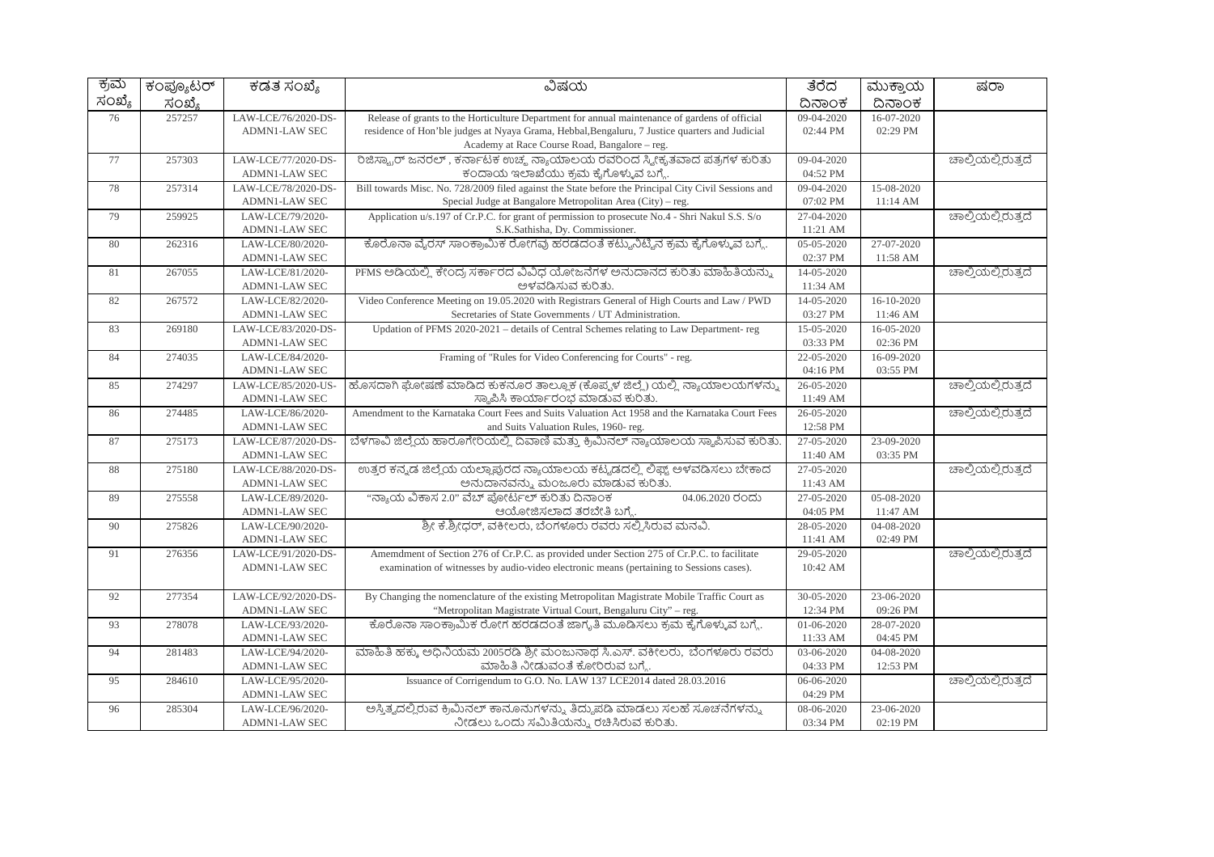| ಕ್ರಮ ಸಂಖ್ಯೆ | ಕಂಪ್ಯೂಟರ್ ಸಂಖ್ಯೆ | ಕಡತ ಸಂಖ್ಯೆ | ವಿಷಯ | ತೆರೆದ ದಿನಾಂಕ | ಮುಕ್ತಾಯ ದಿನಾಂಕ | ಷರಾ |
|---|---|---|---|---|---|---|
| 76 | 257257 | LAW-LCE/76/2020-DS-ADMN1-LAW SEC | Release of grants to the Horticulture Department for annual maintenance of gardens of official residence of Hon'ble judges at Nyaya Grama, Hebbal,Bengaluru, 7 Justice quarters and Judicial Academy at Race Course Road, Bangalore – reg. | 09-04-2020 02:44 PM | 16-07-2020 02:29 PM | |
| 77 | 257303 | LAW-LCE/77/2020-DS-ADMN1-LAW SEC | ರಿಜಿಸ್ಟ್ರಾರ್ ಜನರಲ್ , ಕರ್ನಾಟಕ ಉಚ್ಛ ನ್ಯಾಯಾಲಯ ರವರಿಂದ ಸ್ವೀಕೃತವಾದ ಪತ್ರಗಳ ಕುರಿತು ಕಂದಾಯ ಇಲಾಖೆಯು ಕ್ರಮ ಕೈಗೊಳ್ಳುವ ಬಗ್ಗೆ. | 09-04-2020 04:52 PM | | ಚಾಲ್ತಿಯಲ್ಲಿರುತ್ತದೆ |
| 78 | 257314 | LAW-LCE/78/2020-DS-ADMN1-LAW SEC | Bill towards Misc. No. 728/2009 filed against the State before the Principal City Civil Sessions and Special Judge at Bangalore Metropolitan Area (City) – reg. | 09-04-2020 07:02 PM | 15-08-2020 11:14 AM | |
| 79 | 259925 | LAW-LCE/79/2020-ADMN1-LAW SEC | Application u/s.197 of Cr.P.C. for grant of permission to prosecute No.4 - Shri Nakul S.S. S/o S.K.Sathisha, Dy. Commissioner. | 27-04-2020 11:21 AM | | ಚಾಲ್ತಿಯಲ್ಲಿರುತ್ತದೆ |
| 80 | 262316 | LAW-LCE/80/2020-ADMN1-LAW SEC | ಕೊರೊನಾ ವೈರಸ್ ಸಾಂಕ್ರಾಮಿಕ ರೋಗವು ಹರಡದಂತೆ ಕಟ್ಟುನಿಟ್ಟಿನ ಕ್ರಮ ಕೈಗೊಳ್ಳುವ ಬಗ್ಗೆ. | 05-05-2020 02:37 PM | 27-07-2020 11:58 AM | |
| 81 | 267055 | LAW-LCE/81/2020-ADMN1-LAW SEC | PFMS ಅಡಿಯಲ್ಲಿ ಕೇಂದ್ರ ಸರ್ಕಾರದ ವಿವಿಧ ಯೋಜನೆಗಳ ಅನುದಾನದ ಕುರಿತು ಮಾಹಿತಿಯನ್ನು ಅಳವಡಿಸುವ ಕುರಿತು. | 14-05-2020 11:34 AM | | ಚಾಲ್ತಿಯಲ್ಲಿರುತ್ತದೆ |
| 82 | 267572 | LAW-LCE/82/2020-ADMN1-LAW SEC | Video Conference Meeting on 19.05.2020 with Registrars General of High Courts and Law / PWD Secretaries of State Governments / UT Administration. | 14-05-2020 03:27 PM | 16-10-2020 11:46 AM | |
| 83 | 269180 | LAW-LCE/83/2020-DS-ADMN1-LAW SEC | Updation of PFMS 2020-2021 – details of Central Schemes relating to Law Department- reg | 15-05-2020 03:33 PM | 16-05-2020 02:36 PM | |
| 84 | 274035 | LAW-LCE/84/2020-ADMN1-LAW SEC | Framing of "Rules for Video Conferencing for Courts" - reg. | 22-05-2020 04:16 PM | 16-09-2020 03:55 PM | |
| 85 | 274297 | LAW-LCE/85/2020-US-ADMN1-LAW SEC | ಹೊಸದಾಗಿ ಘೋಷಣೆ ಮಾಡಿದ ಕುಕನೂರ ತಾಲ್ಲೂಕ (ಕೊಪ್ಪಳ ಜಿಲ್ಲೆ) ಯಲ್ಲಿ ನ್ಯಾಯಾಲಯಗಳನ್ನು ಸ್ಥಾಪಿಸಿ ಕಾರ್ಯಾರಂಭ ಮಾಡುವ ಕುರಿತು. | 26-05-2020 11:49 AM | | ಚಾಲ್ತಿಯಲ್ಲಿರುತ್ತದೆ |
| 86 | 274485 | LAW-LCE/86/2020-ADMN1-LAW SEC | Amendment to the Karnataka Court Fees and Suits Valuation Act 1958 and the Karnataka Court Fees and Suits Valuation Rules, 1960- reg. | 26-05-2020 12:58 PM | | ಚಾಲ್ತಿಯಲ್ಲಿರುತ್ತದೆ |
| 87 | 275173 | LAW-LCE/87/2020-DS-ADMN1-LAW SEC | ಬೆಳಗಾವಿ ಜಿಲ್ಲೆಯ ಹಾರೂಗೇರಿಯಲ್ಲಿ ದಿವಾಣಿ ಮತ್ತು ಕ್ರಿಮಿನಲ್ ನ್ಯಾಯಾಲಯ ಸ್ಥಾಪಿಸುವ ಕುರಿತು. | 27-05-2020 11:40 AM | 23-09-2020 03:35 PM | |
| 88 | 275180 | LAW-LCE/88/2020-DS-ADMN1-LAW SEC | ಉತ್ತರ ಕನ್ನಡ ಜಿಲ್ಲೆಯ ಯಲ್ಲಾಪುರದ ನ್ಯಾಯಾಲಯ ಕಟ್ಟಡದಲ್ಲಿ ಲಿಫ್ಟ್ ಅಳವಡಿಸಲು ಬೇಕಾದ ಅನುದಾನವನ್ನು ಮಂಜೂರು ಮಾಡುವ ಕುರಿತು. | 27-05-2020 11:43 AM | | ಚಾಲ್ತಿಯಲ್ಲಿರುತ್ತದೆ |
| 89 | 275558 | LAW-LCE/89/2020-ADMN1-LAW SEC | "ನ್ಯಾಯ ವಿಕಾಸ 2.0" ವೆಬ್ ಪೋರ್ಟಲ್ ಕುರಿತು ದಿನಾಂಕ 04.06.2020 ರಂದು ಆಯೋಜಿಸಲಾದ ತರಬೇತಿ ಬಗ್ಗೆ. | 27-05-2020 04:05 PM | 05-08-2020 11:47 AM | |
| 90 | 275826 | LAW-LCE/90/2020-ADMN1-LAW SEC | ಶ್ರೀ ಕೆ.ಶ್ರೀಧರ್, ವಕೀಲರು, ಬೆಂಗಳೂರು ರವರು ಸಲ್ಲಿಸಿರುವ ಮನವಿ. | 28-05-2020 11:41 AM | 04-08-2020 02:49 PM | |
| 91 | 276356 | LAW-LCE/91/2020-DS-ADMN1-LAW SEC | Amemdment of Section 276 of Cr.P.C. as provided under Section 275 of Cr.P.C. to facilitate examination of witnesses by audio-video electronic means (pertaining to Sessions cases). | 29-05-2020 10:42 AM | | ಚಾಲ್ತಿಯಲ್ಲಿರುತ್ತದೆ |
| 92 | 277354 | LAW-LCE/92/2020-DS-ADMN1-LAW SEC | By Changing the nomenclature of the existing Metropolitan Magistrate Mobile Traffic Court as "Metropolitan Magistrate Virtual Court, Bengaluru City" – reg. | 30-05-2020 12:34 PM | 23-06-2020 09:26 PM | |
| 93 | 278078 | LAW-LCE/93/2020-ADMN1-LAW SEC | ಕೊರೊನಾ ಸಾಂಕ್ರಾಮಿಕ ರೋಗ ಹರಡದಂತೆ ಜಾಗೃತಿ ಮೂಡಿಸಲು ಕ್ರಮ ಕೈಗೊಳ್ಳುವ ಬಗ್ಗೆ. | 01-06-2020 11:33 AM | 28-07-2020 04:45 PM | |
| 94 | 281483 | LAW-LCE/94/2020-ADMN1-LAW SEC | ಮಾಹಿತಿ ಹಕ್ಕು ಅಧಿನಿಯಮ 2005ರಡಿ ಶ್ರೀ ಮಂಜುನಾಥ ಸಿ.ಎಸ್. ವಕೀಲರು, ಬೆಂಗಳೂರು ರವರು ಮಾಹಿತಿ ನೀಡುವಂತೆ ಕೋರಿರುವ ಬಗ್ಗೆ. | 03-06-2020 04:33 PM | 04-08-2020 12:53 PM | |
| 95 | 284610 | LAW-LCE/95/2020-ADMN1-LAW SEC | Issuance of Corrigendum to G.O. No. LAW 137 LCE2014 dated 28.03.2016 | 06-06-2020 04:29 PM | | ಚಾಲ್ತಿಯಲ್ಲಿರುತ್ತದೆ |
| 96 | 285304 | LAW-LCE/96/2020-ADMN1-LAW SEC | ಅಸ್ತಿತ್ವದಲ್ಲಿರುವ ಕ್ರಿಮಿನಲ್ ಕಾನೂನುಗಳನ್ನು ತಿದ್ದುಪಡಿ ಮಾಡಲು ಸಲಹೆ ಸೂಚನೆಗಳನ್ನು ನೀಡಲು ಒಂದು ಸಮಿತಿಯನ್ನು ರಚಿಸಿರುವ ಕುರಿತು. | 08-06-2020 03:34 PM | 23-06-2020 02:19 PM | |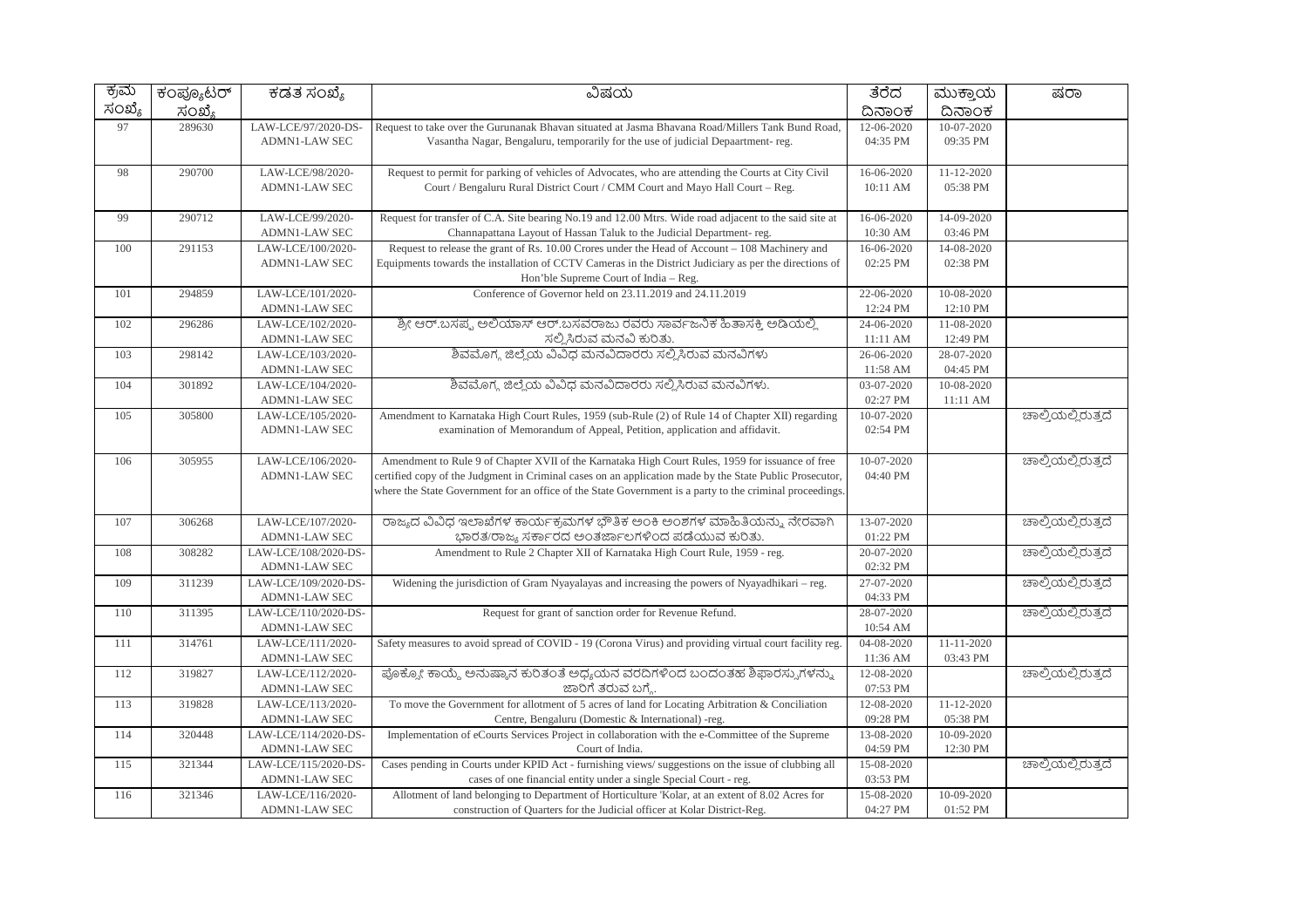| ಕ್ರಮ ಸಂಖ್ಯೆ | ಕಂಪ್ಯೂಟರ್ ಸಂಖ್ಯೆ | ಕಡತ ಸಂಖ್ಯೆ | ವಿಷಯ | ತೆರೆದ ದಿನಾಂಕ | ಮುಕ್ತಾಯ ದಿನಾಂಕ | ಷರಾ |
|---|---|---|---|---|---|---|
| 97 | 289630 | LAW-LCE/97/2020-DS-ADMN1-LAW SEC | Request to take over the Gurunanak Bhavan situated at Jasma Bhavana Road/Millers Tank Bund Road, Vasantha Nagar, Bengaluru, temporarily for the use of judicial Depaartment- reg. | 12-06-2020 04:35 PM | 10-07-2020 09:35 PM | |
| 98 | 290700 | LAW-LCE/98/2020-ADMN1-LAW SEC | Request to permit for parking of vehicles of Advocates, who are attending the Courts at City Civil Court / Bengaluru Rural District Court / CMM Court and Mayo Hall Court – Reg. | 16-06-2020 10:11 AM | 11-12-2020 05:38 PM | |
| 99 | 290712 | LAW-LCE/99/2020-ADMN1-LAW SEC | Request for transfer of C.A. Site bearing No.19 and 12.00 Mtrs. Wide road adjacent to the said site at Channapattana Layout of Hassan Taluk to the Judicial Department- reg. | 16-06-2020 10:30 AM | 14-09-2020 03:46 PM | |
| 100 | 291153 | LAW-LCE/100/2020-ADMN1-LAW SEC | Request to release the grant of Rs. 10.00 Crores under the Head of Account – 108 Machinery and Equipments towards the installation of CCTV Cameras in the District Judiciary as per the directions of Hon'ble Supreme Court of India – Reg. | 16-06-2020 02:25 PM | 14-08-2020 02:38 PM | |
| 101 | 294859 | LAW-LCE/101/2020-ADMN1-LAW SEC | Conference of Governor held on 23.11.2019 and 24.11.2019 | 22-06-2020 12:24 PM | 10-08-2020 12:10 PM | |
| 102 | 296286 | LAW-LCE/102/2020-ADMN1-LAW SEC | ಶ್ರೀ ಆರ್.ಬಸಪ್ಪ ಅಲಿಯಾಸ್ ಆರ್.ಬಸವರಾಜು ರವರು ಸಾರ್ವಜನಿಕ ಹಿತಾಸಕ್ತಿ ಅಡಿಯಲ್ಲಿ ಸಲ್ಲಿಸಿರುವ ಮನವಿ ಕುರಿತು. | 24-06-2020 11:11 AM | 11-08-2020 12:49 PM | |
| 103 | 298142 | LAW-LCE/103/2020-ADMN1-LAW SEC | ಶಿವಮೊಗ್ಗ ಜಿಲ್ಲೆಯ ವಿವಿಧ ಮನವಿದಾರರು ಸಲ್ಲಿಸಿರುವ ಮನವಿಗಳು | 26-06-2020 11:58 AM | 28-07-2020 04:45 PM | |
| 104 | 301892 | LAW-LCE/104/2020-ADMN1-LAW SEC | ಶಿವಮೊಗ್ಗ ಜಿಲ್ಲೆಯ ವಿವಿಧ ಮನವಿದಾರರು ಸಲ್ಲಿಸಿರುವ ಮನವಿಗಳು. | 03-07-2020 02:27 PM | 10-08-2020 11:11 AM | |
| 105 | 305800 | LAW-LCE/105/2020-ADMN1-LAW SEC | Amendment to Karnataka High Court Rules, 1959 (sub-Rule (2) of Rule 14 of Chapter XII) regarding examination of Memorandum of Appeal, Petition, application and affidavit. | 10-07-2020 02:54 PM | | ಚಾಲ್ತಿಯಲ್ಲಿರುತ್ತದೆ |
| 106 | 305955 | LAW-LCE/106/2020-ADMN1-LAW SEC | Amendment to Rule 9 of Chapter XVII of the Karnataka High Court Rules, 1959 for issuance of free certified copy of the Judgment in Criminal cases on an application made by the State Public Prosecutor, where the State Government for an office of the State Government is a party to the criminal proceedings. | 10-07-2020 04:40 PM | | ಚಾಲ್ತಿಯಲ್ಲಿರುತ್ತದೆ |
| 107 | 306268 | LAW-LCE/107/2020-ADMN1-LAW SEC | ರಾಜ್ಯದ ವಿವಿಧ ಇಲಾಖೆಗಳ ಕಾರ್ಯಕ್ರಮಗಳ ಭೌತಿಕ ಅಂಕಿ ಅಂಶಗಳ ಮಾಹಿತಿಯನ್ನು ನೇರವಾಗಿ ಭಾರತ/ರಾಜ್ಯ ಸರ್ಕಾರದ ಅಂತರ್ಜಾಲಗಳಿಂದ ಪಡೆಯುವ ಕುರಿತು. | 13-07-2020 01:22 PM | | ಚಾಲ್ತಿಯಲ್ಲಿರುತ್ತದೆ |
| 108 | 308282 | LAW-LCE/108/2020-DS-ADMN1-LAW SEC | Amendment to Rule 2 Chapter XII of Karnataka High Court Rule, 1959 - reg. | 20-07-2020 02:32 PM | | ಚಾಲ್ತಿಯಲ್ಲಿರುತ್ತದೆ |
| 109 | 311239 | LAW-LCE/109/2020-DS-ADMN1-LAW SEC | Widening the jurisdiction of Gram Nyayalayas and increasing the powers of Nyayadhikari – reg. | 27-07-2020 04:33 PM | | ಚಾಲ್ತಿಯಲ್ಲಿರುತ್ತದೆ |
| 110 | 311395 | LAW-LCE/110/2020-DS-ADMN1-LAW SEC | Request for grant of sanction order for Revenue Refund. | 28-07-2020 10:54 AM | | ಚಾಲ್ತಿಯಲ್ಲಿರುತ್ತದೆ |
| 111 | 314761 | LAW-LCE/111/2020-ADMN1-LAW SEC | Safety measures to avoid spread of COVID - 19 (Corona Virus) and providing virtual court facility reg. | 04-08-2020 11:36 AM | 11-11-2020 03:43 PM | |
| 112 | 319827 | LAW-LCE/112/2020-ADMN1-LAW SEC | ಪೋಕ್ಸೋ ಕಾಯ್ದೆ ಅನುಷ್ಠಾನ ಕುರಿತಂತೆ ಅಧ್ಯಯನ ವರದಿಗಳಿಂದ ಬಂದಂತಹ ಶಿಫಾರಸ್ಸುಗಳನ್ನು ಜಾರಿಗೆ ತರುವ ಬಗ್ಗೆ. | 12-08-2020 07:53 PM | | ಚಾಲ್ತಿಯಲ್ಲಿರುತ್ತದೆ |
| 113 | 319828 | LAW-LCE/113/2020-ADMN1-LAW SEC | To move the Government for allotment of 5 acres of land for Locating Arbitration & Conciliation Centre, Bengaluru (Domestic & International) -reg. | 12-08-2020 09:28 PM | 11-12-2020 05:38 PM | |
| 114 | 320448 | LAW-LCE/114/2020-DS-ADMN1-LAW SEC | Implementation of eCourts Services Project in collaboration with the e-Committee of the Supreme Court of India. | 13-08-2020 04:59 PM | 10-09-2020 12:30 PM | |
| 115 | 321344 | LAW-LCE/115/2020-DS-ADMN1-LAW SEC | Cases pending in Courts under KPID Act - furnishing views/ suggestions on the issue of clubbing all cases of one financial entity under a single Special Court - reg. | 15-08-2020 03:53 PM | | ಚಾಲ್ತಿಯಲ್ಲಿರುತ್ತದೆ |
| 116 | 321346 | LAW-LCE/116/2020-ADMN1-LAW SEC | Allotment of land belonging to Department of Horticulture 'Kolar, at an extent of 8.02 Acres for construction of Quarters for the Judicial officer at Kolar District-Reg. | 15-08-2020 04:27 PM | 10-09-2020 01:52 PM | |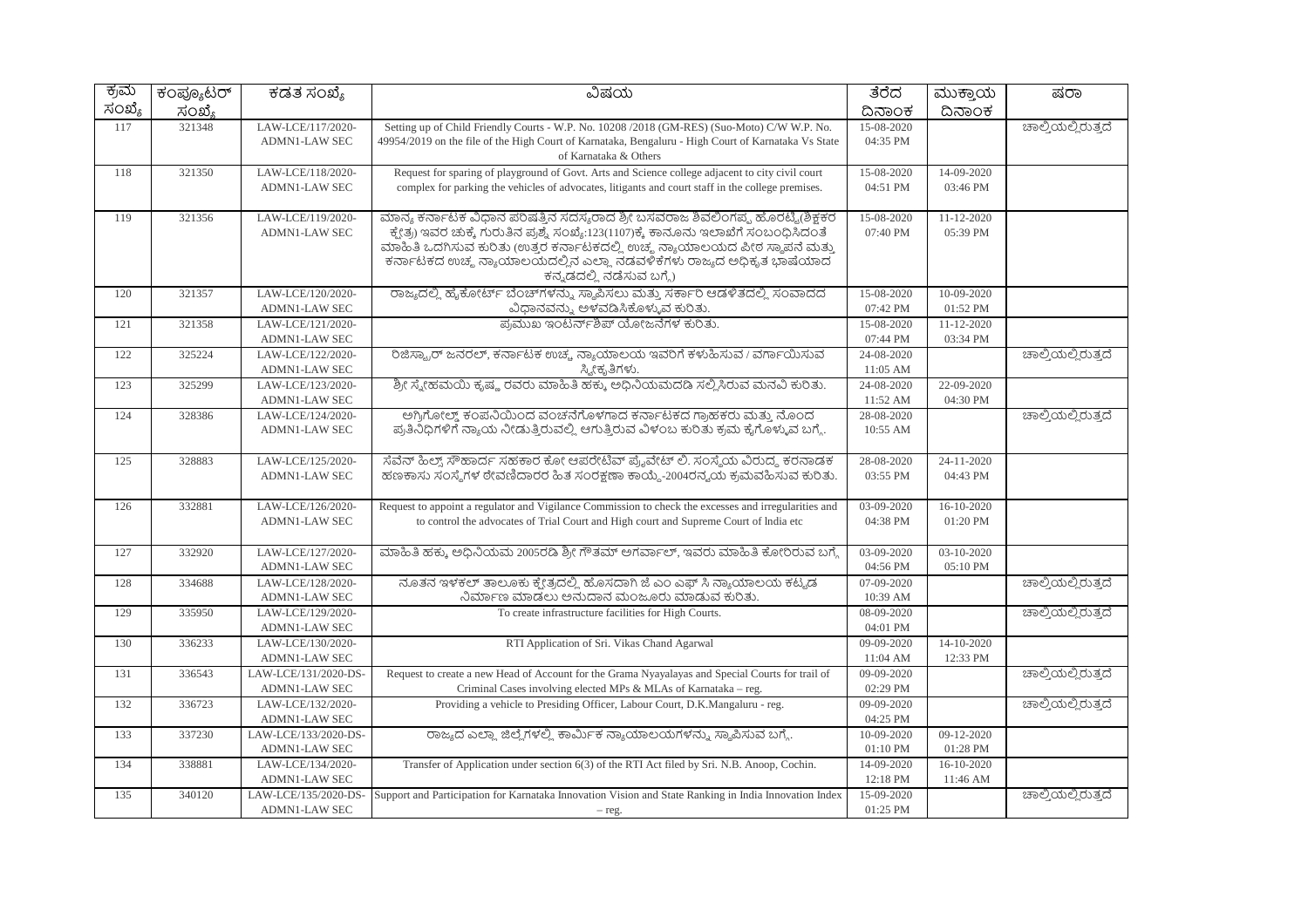| ಕ್ರಮ ಸಂಖ್ಯೆ | ಕಂಪ್ಯೂಟರ್ ಸಂಖ್ಯೆ | ಕಡತ ಸಂಖ್ಯೆ | ವಿಷಯ | ತೆರೆದ ದಿನಾಂಕ | ಮುಕ್ತಾಯ ದಿನಾಂಕ | ಷರಾ |
|---|---|---|---|---|---|---|
| 117 | 321348 | LAW-LCE/117/2020-ADMN1-LAW SEC | Setting up of Child Friendly Courts - W.P. No. 10208 /2018 (GM-RES) (Suo-Moto) C/W W.P. No. 49954/2019 on the file of the High Court of Karnataka, Bengaluru - High Court of Karnataka Vs State of Karnataka & Others | 15-08-2020 04:35 PM | | ಚಾಲ್ತಿಯಲ್ಲಿರುತ್ತದೆ |
| 118 | 321350 | LAW-LCE/118/2020-ADMN1-LAW SEC | Request for sparing of playground of Govt. Arts and Science college adjacent to city civil court complex for parking the vehicles of advocates, litigants and court staff in the college premises. | 15-08-2020 04:51 PM | 14-09-2020 03:46 PM | |
| 119 | 321356 | LAW-LCE/119/2020-ADMN1-LAW SEC | ಮಾನ್ಯ ಕರ್ನಾಟಕ ವಿಧಾನ ಪರಿಷತ್ತಿನ ಸದಸ್ಯರಾದ ಶ್ರೀ ಬಸವರಾಜ ಶಿವಲಿಂಗಪ್ಪ ಹೊರಟ್ಟಿ(ಶಿಕ್ಷಕರ ಕ್ಷೇತ್ರ) ಇವರ ಚುಕ್ಕೆ ಗುರುತಿನ ಪ್ರಶ್ನೆ ಸಂಖ್ಯೆ:123(1107)ಕ್ಕೆ ಕಾನೂನು ಇಲಾಖೆಗೆ ಸಂಬಂಧಿಸಿದಂತೆ ಮಾಹಿತಿ ಒದಗಿಸುವ ಕುರಿತು (ಉತ್ತರ ಕರ್ನಾಟಕದಲ್ಲಿ ಉಚ್ಛ ನ್ಯಾಯಾಲಯದ ಪೀಠ ಸ್ಥಾಪನೆ ಮತ್ತು ಕರ್ನಾಟಕದ ಉಚ್ಛ ನ್ಯಾಯಾಲಯದಲ್ಲಿನ ಎಲ್ಲಾ ನಡವಳಿಕೆಗಳು ರಾಜ್ಯದ ಅಧಿಕೃತ ಭಾಷೆಯಾದ ಕನ್ನಡದಲ್ಲಿ ನಡೆಸುವ ಬಗ್ಗೆ) | 15-08-2020 07:40 PM | 11-12-2020 05:39 PM | |
| 120 | 321357 | LAW-LCE/120/2020-ADMN1-LAW SEC | ರಾಜ್ಯದಲ್ಲಿ ಹೈಕೋರ್ಟ್ ಬೆಂಚ್‌ಗಳನ್ನು ಸ್ಥಾಪಿಸಲು ಮತ್ತು ಸರ್ಕಾರಿ ಆಡಳಿತದಲ್ಲಿ ಸಂವಾದದ ವಿಧಾನವನ್ನು ಅಳವಡಿಸಿಕೊಳ್ಳುವ ಕುರಿತು. | 15-08-2020 07:42 PM | 10-09-2020 01:52 PM | |
| 121 | 321358 | LAW-LCE/121/2020-ADMN1-LAW SEC | ಪ್ರಮುಖ ಇಂಟರ್ನ್‌ಶಿಪ್ ಯೋಜನೆಗಳ ಕುರಿತು. | 15-08-2020 07:44 PM | 11-12-2020 03:34 PM | |
| 122 | 325224 | LAW-LCE/122/2020-ADMN1-LAW SEC | ರಿಜಿಸ್ಟ್ರಾರ್ ಜನರಲ್, ಕರ್ನಾಟಕ ಉಚ್ಛ ನ್ಯಾಯಾಲಯ ಇವರಿಗೆ ಕಳುಹಿಸುವ / ವರ್ಗಾಯಿಸುವ ಸ್ವೀಕೃತಿಗಳು. | 24-08-2020 11:05 AM | | ಚಾಲ್ತಿಯಲ್ಲಿರುತ್ತದೆ |
| 123 | 325299 | LAW-LCE/123/2020-ADMN1-LAW SEC | ಶ್ರೀ ಸ್ನೇಹಮಯಿ ಕೃಷ್ಣ ರವರು ಮಾಹಿತಿ ಹಕ್ಕು ಅಧಿನಿಯಮದಡಿ ಸಲ್ಲಿಸಿರುವ ಮನವಿ ಕುರಿತು. | 24-08-2020 11:52 AM | 22-09-2020 04:30 PM | |
| 124 | 328386 | LAW-LCE/124/2020-ADMN1-LAW SEC | ಅಗ್ರಿಗೋಲ್ಡ್ ಕಂಪನಿಯಿಂದ ವಂಚನೆಗೊಳಗಾದ ಕರ್ನಾಟಕದ ಗ್ರಾಹಕರು ಮತ್ತು ನೊಂದ ಪ್ರತಿನಿಧಿಗಳಿಗೆ ನ್ಯಾಯ ನೀಡುತ್ತಿರುವಲ್ಲಿ ಆಗುತ್ತಿರುವ ವಿಳಂಬ ಕುರಿತು ಕ್ರಮ ಕೈಗೊಳ್ಳುವ ಬಗ್ಗೆ. | 28-08-2020 10:55 AM | | ಚಾಲ್ತಿಯಲ್ಲಿರುತ್ತದೆ |
| 125 | 328883 | LAW-LCE/125/2020-ADMN1-LAW SEC | ಸೆವೆನ್ ಹಿಲ್ಸ್ ಸೌಹಾರ್ದ ಸಹಕಾರ ಕೋ ಆಪರೇಟಿವ್ ಪ್ರೈವೇಟ್ ಲಿ. ಸಂಸ್ಥೆಯ ವಿರುದ್ಧ ಕರನಾಡಕ ಹಣಕಾಸು ಸಂಸ್ಥೆಗಳ ಠೇವಣಿದಾರರ ಹಿತ ಸಂರಕ್ಷಣಾ ಕಾಯ್ದೆ-2004ರನ್ವಯ ಕ್ರಮವಹಿಸುವ ಕುರಿತು. | 28-08-2020 03:55 PM | 24-11-2020 04:43 PM | |
| 126 | 332881 | LAW-LCE/126/2020-ADMN1-LAW SEC | Request to appoint a regulator and Vigilance Commission to check the excesses and irregularities and to control the advocates of Trial Court and High court and Supreme Court of India etc | 03-09-2020 04:38 PM | 16-10-2020 01:20 PM | |
| 127 | 332920 | LAW-LCE/127/2020-ADMN1-LAW SEC | ಮಾಹಿತಿ ಹಕ್ಕು ಅಧಿನಿಯಮ 2005ರಡಿ ಶ್ರೀ ಗೌತಮ್ ಅಗರ್ವಾಲ್, ಇವರು ಮಾಹಿತಿ ಕೋರಿರುವ ಬಗ್ಗೆ | 03-09-2020 04:56 PM | 03-10-2020 05:10 PM | |
| 128 | 334688 | LAW-LCE/128/2020-ADMN1-LAW SEC | ನೂತನ ಇಳಕಲ್ ತಾಲೂಕು ಕ್ಷೇತ್ರದಲ್ಲಿ ಹೊಸದಾಗಿ ಜೆ ಎಂ ಎಫ್ ಸಿ ನ್ಯಾಯಾಲಯ ಕಟ್ಟಡ ನಿರ್ಮಾಣ ಮಾಡಲು ಅನುದಾನ ಮಂಜೂರು ಮಾಡುವ ಕುರಿತು. | 07-09-2020 10:39 AM | | ಚಾಲ್ತಿಯಲ್ಲಿರುತ್ತದೆ |
| 129 | 335950 | LAW-LCE/129/2020-ADMN1-LAW SEC | To create infrastructure facilities for High Courts. | 08-09-2020 04:01 PM | | ಚಾಲ್ತಿಯಲ್ಲಿರುತ್ತದೆ |
| 130 | 336233 | LAW-LCE/130/2020-ADMN1-LAW SEC | RTI Application of Sri. Vikas Chand Agarwal | 09-09-2020 11:04 AM | 14-10-2020 12:33 PM | |
| 131 | 336543 | LAW-LCE/131/2020-DS-ADMN1-LAW SEC | Request to create a new Head of Account for the Grama Nyayalayas and Special Courts for trail of Criminal Cases involving elected MPs & MLAs of Karnataka – reg. | 09-09-2020 02:29 PM | | ಚಾಲ್ತಿಯಲ್ಲಿರುತ್ತದೆ |
| 132 | 336723 | LAW-LCE/132/2020-ADMN1-LAW SEC | Providing a vehicle to Presiding Officer, Labour Court, D.K.Mangaluru - reg. | 09-09-2020 04:25 PM | | ಚಾಲ್ತಿಯಲ್ಲಿರುತ್ತದೆ |
| 133 | 337230 | LAW-LCE/133/2020-DS-ADMN1-LAW SEC | ರಾಜ್ಯದ ಎಲ್ಲಾ ಜಿಲ್ಲೆಗಳಲ್ಲಿ ಕಾರ್ಮಿಕ ನ್ಯಾಯಾಲಯಗಳನ್ನು ಸ್ಥಾಪಿಸುವ ಬಗ್ಗೆ. | 10-09-2020 01:10 PM | 09-12-2020 01:28 PM | |
| 134 | 338881 | LAW-LCE/134/2020-ADMN1-LAW SEC | Transfer of Application under section 6(3) of the RTI Act filed by Sri. N.B. Anoop, Cochin. | 14-09-2020 12:18 PM | 16-10-2020 11:46 AM | |
| 135 | 340120 | LAW-LCE/135/2020-DS-ADMN1-LAW SEC | Support and Participation for Karnataka Innovation Vision and State Ranking in India Innovation Index – reg. | 15-09-2020 01:25 PM | | ಚಾಲ್ತಿಯಲ್ಲಿರುತ್ತದೆ |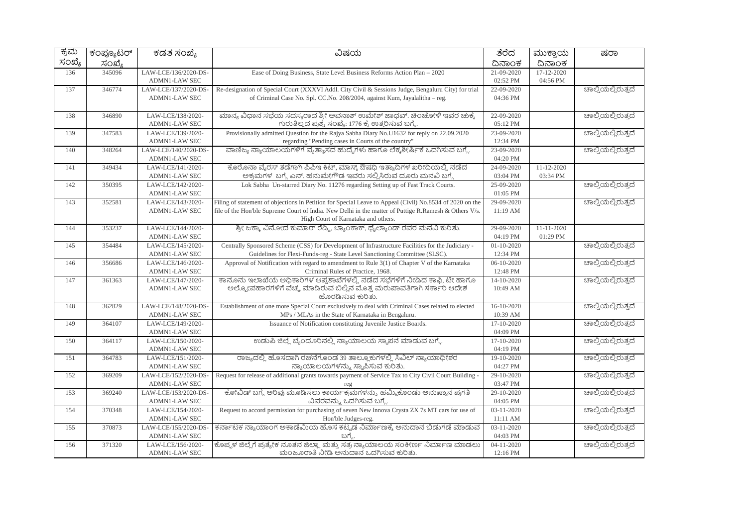| ಕ್ರಮ ಸಂಖ್ಯೆ | ಕಂಪ್ಯೂಟರ್ ಸಂಖ್ಯೆ | ಕಡತ ಸಂಖ್ಯೆ | ವಿಷಯ | ತೆರೆದ ದಿನಾಂಕ | ಮುಕ್ತಾಯ ದಿನಾಂಕ | ಷರಾ |
|---|---|---|---|---|---|---|
| 136 | 345096 | LAW-LCE/136/2020-DS-ADMN1-LAW SEC | Ease of Doing Business, State Level Business Reforms Action Plan – 2020 | 21-09-2020 02:52 PM | 17-12-2020 04:56 PM | |
| 137 | 346774 | LAW-LCE/137/2020-DS-ADMN1-LAW SEC | Re-designation of Special Court (XXXVI Addl. City Civil & Sessions Judge, Bengaluru City) for trial of Criminal Case No. Spl. CC.No. 208/2004, against Kum, Jayalalitha – reg. | 22-09-2020 04:36 PM | | ಚಾಲ್ತಿಯಲ್ಲಿರುತ್ತದೆ |
| 138 | 346890 | LAW-LCE/138/2020-ADMN1-LAW SEC | ಮಾನ್ಯ ವಿಧಾನ ಸಭೆಯ ಸದಸ್ಯರಾದ ಶ್ರೀ ಅವನಾಶ್ ಉಮೇಶ್ ಜಾಧವ್. ಚಿಂಚೋಳಿ ಇವರ ಚುಕ್ಕೆ ಗುರುತಿಲ್ಲದ ಪ್ರಶ್ನೆ ಸಂಖ್ಯೆ: 1776 ಕ್ಕೆ ಉತ್ತರಿಸುವ ಬಗ್ಗೆ. | 22-09-2020 05:12 PM | | ಚಾಲ್ತಿಯಲ್ಲಿರುತ್ತದೆ |
| 139 | 347583 | LAW-LCE/139/2020-ADMN1-LAW SEC | Provisionally admitted Question for the Rajya Sabha Diary No.U1632 for reply on 22.09.2020 regarding "Pending cases in Courts of the country" | 23-09-2020 12:34 PM | | ಚಾಲ್ತಿಯಲ್ಲಿರುತ್ತದೆ |
| 140 | 348264 | LAW-LCE/140/2020-DS-ADMN1-LAW SEC | ವಾಣಿಜ್ಯ ನ್ಯಾಯಾಲಯಗಳಿಗೆ ವ್ಯತ್ಯಾಸದ ಹುದ್ದೆಗಳು ಹಾಗೂ ಲೆಕ್ಕಶೀರ್ಷಿಕೆ ಒದಗಿಸುವ ಬಗ್ಗೆ. | 23-09-2020 04:20 PM | | ಚಾಲ್ತಿಯಲ್ಲಿರುತ್ತದೆ |
| 141 | 349434 | LAW-LCE/141/2020-ADMN1-LAW SEC | ಕೊರೊನಾ ವೈರಸ್ ತಡೆಗಾಗಿ ಪಿಪಿಇ ಕಿಟ್, ಮಾಸ್ಕ್ ಔಷಧಿ ಇತ್ಯಾದಿಗಳ ಖರೀದಿಯಲ್ಲಿ ನಡೆದ ಅಕ್ರಮಗಳ ಬಗ್ಗೆ ಎನ್. ಹನುಮೇಗೌಡ ಇವರು ಸಲ್ಲಿಸಿರುವ ದೂರು ಮನವಿ ಬಗ್ಗೆ | 24-09-2020 03:04 PM | 11-12-2020 03:34 PM | |
| 142 | 350395 | LAW-LCE/142/2020-ADMN1-LAW SEC | Lok Sabha Un-starred Diary No. 11276 regarding Setting up of Fast Track Courts. | 25-09-2020 01:05 PM | | ಚಾಲ್ತಿಯಲ್ಲಿರುತ್ತದೆ |
| 143 | 352581 | LAW-LCE/143/2020-ADMN1-LAW SEC | Filing of statement of objections in Petition for Special Leave to Appeal (Civil) No.8534 of 2020 on the file of the Hon'ble Supreme Court of India. New Delhi in the matter of Puttige R.Ramesh & Others V/s. High Court of Karnataka and others. | 29-09-2020 11:19 AM | | ಚಾಲ್ತಿಯಲ್ಲಿರುತ್ತದೆ |
| 144 | 353237 | LAW-LCE/144/2020-ADMN1-LAW SEC | ಶ್ರೀ ಜಕ್ಕಾ ವಿನೋದ ಕುಮಾರ್ ರೆಡ್ಡಿ, ಬ್ಯಾಂಕಾಕ್, ಥೈಲ್ಯಾಂಡ್ ರವರ ಮನವಿ ಕುರಿತು. | 29-09-2020 04:19 PM | 11-11-2020 01:29 PM | |
| 145 | 354484 | LAW-LCE/145/2020-ADMN1-LAW SEC | Centrally Sponsored Scheme (CSS) for Development of Infrastructure Facilities for the Judiciary - Guidelines for Flexi-Funds-reg - State Level Sanctioning Committee (SLSC). | 01-10-2020 12:34 PM | | ಚಾಲ್ತಿಯಲ್ಲಿರುತ್ತದೆ |
| 146 | 356686 | LAW-LCE/146/2020-ADMN1-LAW SEC | Approval of Notification with regard to amendment to Rule 3(1) of Chapter V of the Karnataka Criminal Rules of Practice, 1968. | 06-10-2020 12:48 PM | | ಚಾಲ್ತಿಯಲ್ಲಿರುತ್ತದೆ |
| 147 | 361363 | LAW-LCE/147/2020-ADMN1-LAW SEC | ಕಾನೂನು ಇಲಾಖೆಯ ಅಧಿಕಾರಿಗಳ ಆಪ್ತಶಾಖೆಗಳಲ್ಲಿ ನಡೆದ ಸಭೆಗಳಿಗೆ ನೀಡಿದ ಕಾಫಿ, ಟೀ ಹಾಗೂ ಅಲ್ಪೋಪಹಾರಗಳಿಗೆ ವೆಚ್ಚ ಮಾಡಿರುವ ಬಿಲ್ಲಿನ ಮೊತ್ತ ಮರುಪಾವತಿಗಾಗಿ ಸರ್ಕಾರಿ ಆದೇಶ ಹೊರಡಿಸುವ ಕುರಿತು. | 14-10-2020 10:49 AM | | ಚಾಲ್ತಿಯಲ್ಲಿರುತ್ತದೆ |
| 148 | 362829 | LAW-LCE/148/2020-DS-ADMN1-LAW SEC | Establishment of one more Special Court exclusively to deal with Criminal Cases related to elected MPs / MLAs in the State of Karnataka in Bengaluru. | 16-10-2020 10:39 AM | | ಚಾಲ್ತಿಯಲ್ಲಿರುತ್ತದೆ |
| 149 | 364107 | LAW-LCE/149/2020-ADMN1-LAW SEC | Issuance of Notification constituting Juvenile Justice Boards. | 17-10-2020 04:09 PM | | ಚಾಲ್ತಿಯಲ್ಲಿರುತ್ತದೆ |
| 150 | 364117 | LAW-LCE/150/2020-ADMN1-LAW SEC | ಉಡುಪಿ ಜಿಲ್ಲೆ ಬೈಂದೂರಿನಲ್ಲಿ ನ್ಯಾಯಾಲಯ ಸ್ಥಾಪನೆ ಮಾಡುವ ಬಗ್ಗೆ. | 17-10-2020 04:19 PM | | ಚಾಲ್ತಿಯಲ್ಲಿರುತ್ತದೆ |
| 151 | 364783 | LAW-LCE/151/2020-ADMN1-LAW SEC | ರಾಜ್ಯದಲ್ಲಿ ಹೊಸದಾಗಿ ರಚನೆಗೊಂಡ 39 ತಾಲ್ಲೂಕುಗಳಲ್ಲಿ ಸಿವಿಲ್ ನ್ಯಾಯಾಧೀಶರ ನ್ಯಾಯಾಲಯಗಳನ್ನು ಸ್ಥಾಪಿಸುವ ಕುರಿತು. | 19-10-2020 04:27 PM | | ಚಾಲ್ತಿಯಲ್ಲಿರುತ್ತದೆ |
| 152 | 369209 | LAW-LCE/152/2020-DS-ADMN1-LAW SEC | Request for release of additional grants towards payment of Service Tax to City Civil Court Building - reg | 29-10-2020 03:47 PM | | ಚಾಲ್ತಿಯಲ್ಲಿರುತ್ತದೆ |
| 153 | 369240 | LAW-LCE/153/2020-DS-ADMN1-LAW SEC | ಕೋವಿಡ್ ಬಗ್ಗೆ ಅರಿವು ಮೂಡಿಸಲು ಕಾರ್ಯಕ್ರಮಗಳನ್ನು ಹಮ್ಮಿಕೊಂಡು ಅನುಷ್ಠಾನ ಪ್ರಗತಿ ವಿವರವನ್ನು ಒದಗಿಸುವ ಬಗ್ಗೆ. | 29-10-2020 04:05 PM | | ಚಾಲ್ತಿಯಲ್ಲಿರುತ್ತದೆ |
| 154 | 370348 | LAW-LCE/154/2020-ADMN1-LAW SEC | Request to accord permission for purchasing of seven New Innova Crysta ZX 7s MT cars for use of Hon'ble Judges-reg. | 03-11-2020 11:11 AM | | ಚಾಲ್ತಿಯಲ್ಲಿರುತ್ತದೆ |
| 155 | 370873 | LAW-LCE/155/2020-DS-ADMN1-LAW SEC | ಕರ್ನಾಟಕ ನ್ಯಾಯಾಂಗ ಅಕಾಡೆಮಿಯ ಹೊಸ ಕಟ್ಟಡ ನಿರ್ಮಾಣಕ್ಕೆ ಅನುದಾನ ಬಿಡುಗಡೆ ಮಾಡುವ ಬಗ್ಗೆ. | 03-11-2020 04:03 PM | | ಚಾಲ್ತಿಯಲ್ಲಿರುತ್ತದೆ |
| 156 | 371320 | LAW-LCE/156/2020-ADMN1-LAW SEC | ಕೊಪ್ಪಳ ಜಿಲ್ಲೆಗೆ ಪ್ರತ್ಯೇಕ ನೂತನ ಜಿಲ್ಲಾ ಮತ್ತು ಸತ್ರ ನ್ಯಾಯಾಲಯ ಸಂಕೀರ್ಣ ನಿರ್ಮಾಣ ಮಾಡಲು ಮಂಜೂರಾತಿ ನೀಡಿ ಅನುದಾನ ಒದಗಿಸುವ ಕುರಿತು. | 04-11-2020 12:16 PM | | ಚಾಲ್ತಿಯಲ್ಲಿರುತ್ತದೆ |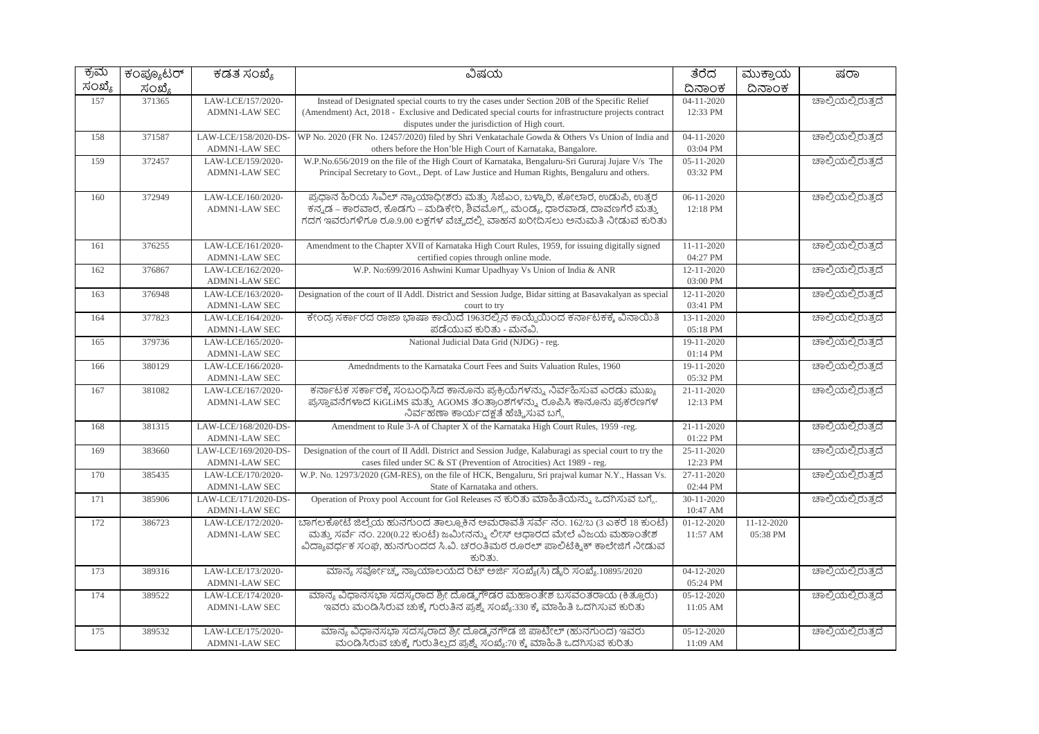| ಕ್ರಮ ಸಂಖ್ಯೆ | ಕಂಪ್ಯೂಟರ್ ಸಂಖ್ಯೆ | ಕಡತ ಸಂಖ್ಯೆ | ವಿಷಯ | ತೆರೆದ ದಿನಾಂಕ | ಮುಕ್ತಾಯ ದಿನಾಂಕ | ಷರಾ |
|---|---|---|---|---|---|---|
| 157 | 371365 | LAW-LCE/157/2020-ADMN1-LAW SEC | Instead of Designated special courts to try the cases under Section 20B of the Specific Relief (Amendment) Act, 2018 - Exclusive and Dedicated special courts for infrastructure projects contract disputes under the jurisdiction of High court. | 04-11-2020 12:33 PM | | ಚಾಲ್ತಿಯಲ್ಲಿರುತ್ತದೆ |
| 158 | 371587 | LAW-LCE/158/2020-DS-ADMN1-LAW SEC | WP No. 2020 (FR No. 12457/2020) filed by Shri Venkatachale Gowda & Others Vs Union of India and others before the Hon'ble High Court of Karnataka, Bangalore. | 04-11-2020 03:04 PM | | ಚಾಲ್ತಿಯಲ್ಲಿರುತ್ತದೆ |
| 159 | 372457 | LAW-LCE/159/2020-ADMN1-LAW SEC | W.P.No.656/2019 on the file of the High Court of Karnataka, Bengaluru-Sri Gururaj Jujare V/s The Principal Secretary to Govt., Dept. of Law Justice and Human Rights, Bengaluru and others. | 05-11-2020 03:32 PM | | ಚಾಲ್ತಿಯಲ್ಲಿರುತ್ತದೆ |
| 160 | 372949 | LAW-LCE/160/2020-ADMN1-LAW SEC | ಪ್ರಧಾನ ಹಿರಿಯ ಸಿವಿಲ್ ನ್ಯಾಯಾಧೀಶರು ಮತ್ತು ಸಿಜೆಎಂ, ಬಳ್ಳಾರಿ, ಕೋಲಾರ, ಉಡುಪಿ, ಉತ್ತರ ಕನ್ನಡ – ಕಾರವಾರ, ಕೊಡಗು – ಮಡಿಕೇರಿ, ಶಿವಮೊಗ್ಗ, ಮಂಡ್ಯ, ಧಾರವಾಡ, ದಾವಣಗೆರೆ ಮತ್ತು ಗದಗ ಇವರುಗಳಿಗೂ ರೂ.9.00 ಲಕ್ಷಗಳ ವೆಚ್ಚದಲ್ಲಿ ವಾಹನ ಖರೀದಿಸಲು ಅನುಮತಿ ನೀಡುವ ಕುರಿತು | 06-11-2020 12:18 PM | | ಚಾಲ್ತಿಯಲ್ಲಿರುತ್ತದೆ |
| 161 | 376255 | LAW-LCE/161/2020-ADMN1-LAW SEC | Amendment to the Chapter XVII of Karnataka High Court Rules, 1959, for issuing digitally signed certified copies through online mode. | 11-11-2020 04:27 PM | | ಚಾಲ್ತಿಯಲ್ಲಿರುತ್ತದೆ |
| 162 | 376867 | LAW-LCE/162/2020-ADMN1-LAW SEC | W.P. No:699/2016 Ashwini Kumar Upadhyay Vs Union of India & ANR | 12-11-2020 03:00 PM | | ಚಾಲ್ತಿಯಲ್ಲಿರುತ್ತದೆ |
| 163 | 376948 | LAW-LCE/163/2020-ADMN1-LAW SEC | Designation of the court of II Addl. District and Session Judge, Bidar sitting at Basavakalyan as special court to try | 12-11-2020 03:41 PM | | ಚಾಲ್ತಿಯಲ್ಲಿರುತ್ತದೆ |
| 164 | 377823 | LAW-LCE/164/2020-ADMN1-LAW SEC | ಕೇಂದ್ರ ಸರ್ಕಾರದ ರಾಜಾ ಭಾಷಾ ಕಾಯಿದೆ 1963ರಲ್ಲಿನ ಕಾಯ್ದೆಯಿಂದ ಕರ್ನಾಟಕಕ್ಕೆ ವಿನಾಯಿತಿ ಪಡೆಯುವ ಕುರಿತು - ಮನವಿ. | 13-11-2020 05:18 PM | | ಚಾಲ್ತಿಯಲ್ಲಿರುತ್ತದೆ |
| 165 | 379736 | LAW-LCE/165/2020-ADMN1-LAW SEC | National Judicial Data Grid (NJDG) - reg. | 19-11-2020 01:14 PM | | ಚಾಲ್ತಿಯಲ್ಲಿರುತ್ತದೆ |
| 166 | 380129 | LAW-LCE/166/2020-ADMN1-LAW SEC | Amedndments to the Karnataka Court Fees and Suits Valuation Rules, 1960 | 19-11-2020 05:32 PM | | ಚಾಲ್ತಿಯಲ್ಲಿರುತ್ತದೆ |
| 167 | 381082 | LAW-LCE/167/2020-ADMN1-LAW SEC | ಕರ್ನಾಟಕ ಸರ್ಕಾರಕ್ಕೆ ಸಂಬಂಧಿಸಿದ ಕಾನೂನು ಪ್ರಕ್ರಿಯೆಗಳನ್ನು ನಿರ್ವಹಿಸುವ ಎರಡು ಮುಖ್ಯ ಪ್ರಸ್ತಾವನೆಗಳಾದ KiGLiMS ಮತ್ತು AGOMS ತಂತ್ರಾಂಶಗಳನ್ನು ರೂಪಿಸಿ ಕಾನೂನು ಪ್ರಕರಣಗಳ ನಿರ್ವಹಣಾ ಕಾರ್ಯದಕ್ಷತೆ ಹೆಚ್ಚಿಸುವ ಬಗ್ಗೆ | 21-11-2020 12:13 PM | | ಚಾಲ್ತಿಯಲ್ಲಿರುತ್ತದೆ |
| 168 | 381315 | LAW-LCE/168/2020-DS-ADMN1-LAW SEC | Amendment to Rule 3-A of Chapter X of the Karnataka High Court Rules, 1959 -reg. | 21-11-2020 01:22 PM | | ಚಾಲ್ತಿಯಲ್ಲಿರುತ್ತದೆ |
| 169 | 383660 | LAW-LCE/169/2020-DS-ADMN1-LAW SEC | Designation of the court of II Addl. District and Session Judge, Kalaburagi as special court to try the cases filed under SC & ST (Prevention of Atrocities) Act 1989 - reg. | 25-11-2020 12:23 PM | | ಚಾಲ್ತಿಯಲ್ಲಿರುತ್ತದೆ |
| 170 | 385435 | LAW-LCE/170/2020-ADMN1-LAW SEC | W.P. No. 12973/2020 (GM-RES), on the file of HCK, Bengaluru, Sri prajwal kumar N.Y., Hassan Vs. State of Karnataka and others. | 27-11-2020 02:44 PM | | ಚಾಲ್ತಿಯಲ್ಲಿರುತ್ತದೆ |
| 171 | 385906 | LAW-LCE/171/2020-DS-ADMN1-LAW SEC | Operation of Proxy pool Account for GoI Releases ನ ಕುರಿತು ಮಾಹಿತಿಯನ್ನು ಒದಗಿಸುವ ಬಗ್ಗೆ. | 30-11-2020 10:47 AM | | ಚಾಲ್ತಿಯಲ್ಲಿರುತ್ತದೆ |
| 172 | 386723 | LAW-LCE/172/2020-ADMN1-LAW SEC | ಬಾಗಲಕೋಟೆ ಜಿಲ್ಲೆಯ ಹುನಗುಂದ ತಾಲ್ಲೂಕಿನ ಅಮರಾವತಿ ಸರ್ವೆ ನಂ. 162/ಬ (3 ಎಕರೆ 18 ಕುಂಟೆ) ಮತ್ತು ಸರ್ವೆ ನಂ. 220(0.22 ಕುಂಟೆ) ಜಮೀನನ್ನು ಲೀಸ್ ಆಧಾರದ ಮೇಲೆ ವಿಜಯ ಮಹಾಂತೇಶ ವಿದ್ಯಾವರ್ಧಕ ಸಂಘ, ಹುನಗುಂದದ ಸಿ.ವಿ. ಚರಂತಿಮಠ ರೂರಲ್ ಪಾಲಿಟೆಕ್ನಿಕ್ ಕಾಲೇಜಿಗೆ ನೀಡುವ ಕುರಿತು. | 01-12-2020 11:57 AM | 11-12-2020 05:38 PM | |
| 173 | 389316 | LAW-LCE/173/2020-ADMN1-LAW SEC | ಮಾನ್ಯ ಸರ್ವೋಚ್ಚ ನ್ಯಾಯಾಲಯದ ರಿಟ್ ಅರ್ಜಿ ಸಂಖ್ಯೆ(ಸಿ) ಡೈರಿ ಸಂಖ್ಯೆ.10895/2020 | 04-12-2020 05:24 PM | | ಚಾಲ್ತಿಯಲ್ಲಿರುತ್ತದೆ |
| 174 | 389522 | LAW-LCE/174/2020-ADMN1-LAW SEC | ಮಾನ್ಯ ವಿಧಾನಸಭಾ ಸದಸ್ಯರಾದ ಶ್ರೀ ದೊಡ್ಡಗೌಡರ ಮಹಾಂತೇಶ ಬಸವಂತರಾಯ (ಕಿತ್ತೂರು) ಇವರು ಮಂಡಿಸಿರುವ ಚುಕ್ಕೆ ಗುರುತಿನ ಪ್ರಶ್ನೆ ಸಂಖ್ಯೆ:330 ಕ್ಕೆ ಮಾಹಿತಿ ಒದಗಿಸುವ ಕುರಿತು | 05-12-2020 11:05 AM | | ಚಾಲ್ತಿಯಲ್ಲಿರುತ್ತದೆ |
| 175 | 389532 | LAW-LCE/175/2020-ADMN1-LAW SEC | ಮಾನ್ಯ ವಿಧಾನಸಭಾ ಸದಸ್ಯರಾದ ಶ್ರೀ ದೊಡ್ಡನಗೌಡ ಜಿ ಪಾಟೀಲ್ (ಹುನಗುಂದ) ಇವರು ಮಂಡಿಸಿರುವ ಚುಕ್ಕೆ ಗುರುತಿಲ್ಲದ ಪ್ರಶ್ನೆ ಸಂಖ್ಯೆ:70 ಕ್ಕೆ ಮಾಹಿತಿ ಒದಗಿಸುವ ಕುರಿತು | 05-12-2020 11:09 AM | | ಚಾಲ್ತಿಯಲ್ಲಿರುತ್ತದೆ |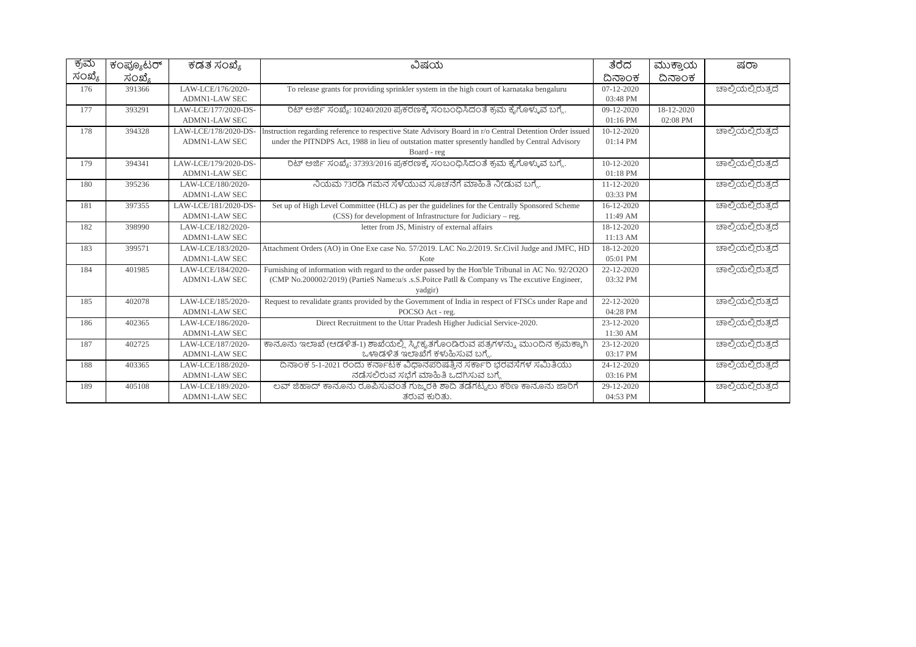| ಕ್ರಮ ಸಂಖ್ಯೆ | ಕಂಪ್ಯೂಟರ್ ಸಂಖ್ಯೆ | ಕಡತ ಸಂಖ್ಯೆ | ವಿಷಯ | ತೆರೆದ ದಿನಾಂಕ | ಮುಕ್ತಾಯ ದಿನಾಂಕ | ಷರಾ |
|---|---|---|---|---|---|---|
| 176 | 391366 | LAW-LCE/176/2020-ADMN1-LAW SEC | To release grants for providing sprinkler system in the high court of karnataka bengaluru | 07-12-2020 03:48 PM | | ಚಾಲ್ತಿಯಲ್ಲಿರುತ್ತದೆ |
| 177 | 393291 | LAW-LCE/177/2020-DS-ADMN1-LAW SEC | ರಿಟ್ ಅರ್ಜಿ ಸಂಖ್ಯೆ: 10240/2020 ಪ್ರಕರಣಕ್ಕೆ ಸಂಬಂಧಿಸಿದಂತೆ ಕ್ರಮ ಕೈಗೊಳ್ಳುವ ಬಗ್ಗೆ. | 09-12-2020 01:16 PM | 18-12-2020 02:08 PM | |
| 178 | 394328 | LAW-LCE/178/2020-DS-ADMN1-LAW SEC | Instruction regarding reference to respective State Advisory Board in r/o Central Detention Order issued under the PITNDPS Act, 1988 in lieu of outstation matter spresently handled by Central Advisory Board - reg | 10-12-2020 01:14 PM | | ಚಾಲ್ತಿಯಲ್ಲಿರುತ್ತದೆ |
| 179 | 394341 | LAW-LCE/179/2020-DS-ADMN1-LAW SEC | ರಿಟ್ ಅರ್ಜಿ ಸಂಖ್ಯೆ: 37393/2016 ಪ್ರಕರಣಕ್ಕೆ ಸಂಬಂಧಿಸಿದಂತೆ ಕ್ರಮ ಕೈಗೊಳ್ಳುವ ಬಗ್ಗೆ. | 10-12-2020 01:18 PM | | ಚಾಲ್ತಿಯಲ್ಲಿರುತ್ತದೆ |
| 180 | 395236 | LAW-LCE/180/2020-ADMN1-LAW SEC | ನಿಯಮ 73ರಡಿ ಗಮನ ಸೆಳೆಯುವ ಸೂಚನೆಗೆ ಮಾಹಿತಿ ನೀಡುವ ಬಗ್ಗೆ. | 11-12-2020 03:33 PM | | ಚಾಲ್ತಿಯಲ್ಲಿರುತ್ತದೆ |
| 181 | 397355 | LAW-LCE/181/2020-DS-ADMN1-LAW SEC | Set up of High Level Committee (HLC) as per the guidelines for the Centrally Sponsored Scheme (CSS) for development of Infrastructure for Judiciary – reg. | 16-12-2020 11:49 AM | | ಚಾಲ್ತಿಯಲ್ಲಿರುತ್ತದೆ |
| 182 | 398990 | LAW-LCE/182/2020-ADMN1-LAW SEC | letter from JS, Ministry of external affairs | 18-12-2020 11:13 AM | | ಚಾಲ್ತಿಯಲ್ಲಿರುತ್ತದೆ |
| 183 | 399571 | LAW-LCE/183/2020-ADMN1-LAW SEC | Attachment Orders (AO) in One Exe case No. 57/2019. LAC No.2/2019. Sr.Civil Judge and JMFC, HD Kote | 18-12-2020 05:01 PM | | ಚಾಲ್ತಿಯಲ್ಲಿರುತ್ತದೆ |
| 184 | 401985 | LAW-LCE/184/2020-ADMN1-LAW SEC | Furnishing of information with regard to the order passed by the Hon'ble Tribunal in AC No. 92/2O2O (CMP No.200002/2019) (PartieS Name:u/s .s.S.Poitce Patll & Company vs The excutive Engineer, yadgir) | 22-12-2020 03:32 PM | | ಚಾಲ್ತಿಯಲ್ಲಿರುತ್ತದೆ |
| 185 | 402078 | LAW-LCE/185/2020-ADMN1-LAW SEC | Request to revalidate grants provided by the Government of India in respect of FTSCs under Rape and POCSO Act - reg. | 22-12-2020 04:28 PM | | ಚಾಲ್ತಿಯಲ್ಲಿರುತ್ತದೆ |
| 186 | 402365 | LAW-LCE/186/2020-ADMN1-LAW SEC | Direct Recruitment to the Uttar Pradesh Higher Judicial Service-2020. | 23-12-2020 11:30 AM | | ಚಾಲ್ತಿಯಲ್ಲಿರುತ್ತದೆ |
| 187 | 402725 | LAW-LCE/187/2020-ADMN1-LAW SEC | ಕಾನೂನು ಇಲಾಖೆ (ಆಡಳಿತ-1) ಶಾಖೆಯಲ್ಲಿ ಸ್ವೀಕೃತಗೊಂಡಿರುವ ಪತ್ರಗಳನ್ನು ಮುಂದಿನ ಕ್ರಮಕ್ಕಾಗಿ ಒಳಾಡಳಿತ ಇಲಾಖೆಗೆ ಕಳುಹಿಸುವ ಬಗ್ಗೆ. | 23-12-2020 03:17 PM | | ಚಾಲ್ತಿಯಲ್ಲಿರುತ್ತದೆ |
| 188 | 403365 | LAW-LCE/188/2020-ADMN1-LAW SEC | ದಿನಾಂಕ 5-1-2021 ರಂದು ಕರ್ನಾಟಕ ವಿಧಾನಪರಿಷತ್ತಿನ ಸರ್ಕಾರಿ ಭರವಸೆಗಳ ಸಮಿತಿಯು ನಡೆಸಲಿರುವ ಸಭೆಗೆ ಮಾಹಿತಿ ಒದಗಿಸುವ ಬಗ್ಗೆ | 24-12-2020 03:16 PM | | ಚಾಲ್ತಿಯಲ್ಲಿರುತ್ತದೆ |
| 189 | 405108 | LAW-LCE/189/2020-ADMN1-LAW SEC | ಲವ್ ಜಿಹಾದ್ ಕಾನೂನು ರೂಪಿಸುವಂತೆ ಗುಜ್ಜರಕಿ ಶಾದಿ ತಡೆಗಟ್ಟಲು ಕಠಿಣ ಕಾನೂನು ಜಾರಿಗೆ ತರುವ ಕುರಿತು. | 29-12-2020 04:53 PM | | ಚಾಲ್ತಿಯಲ್ಲಿರುತ್ತದೆ |